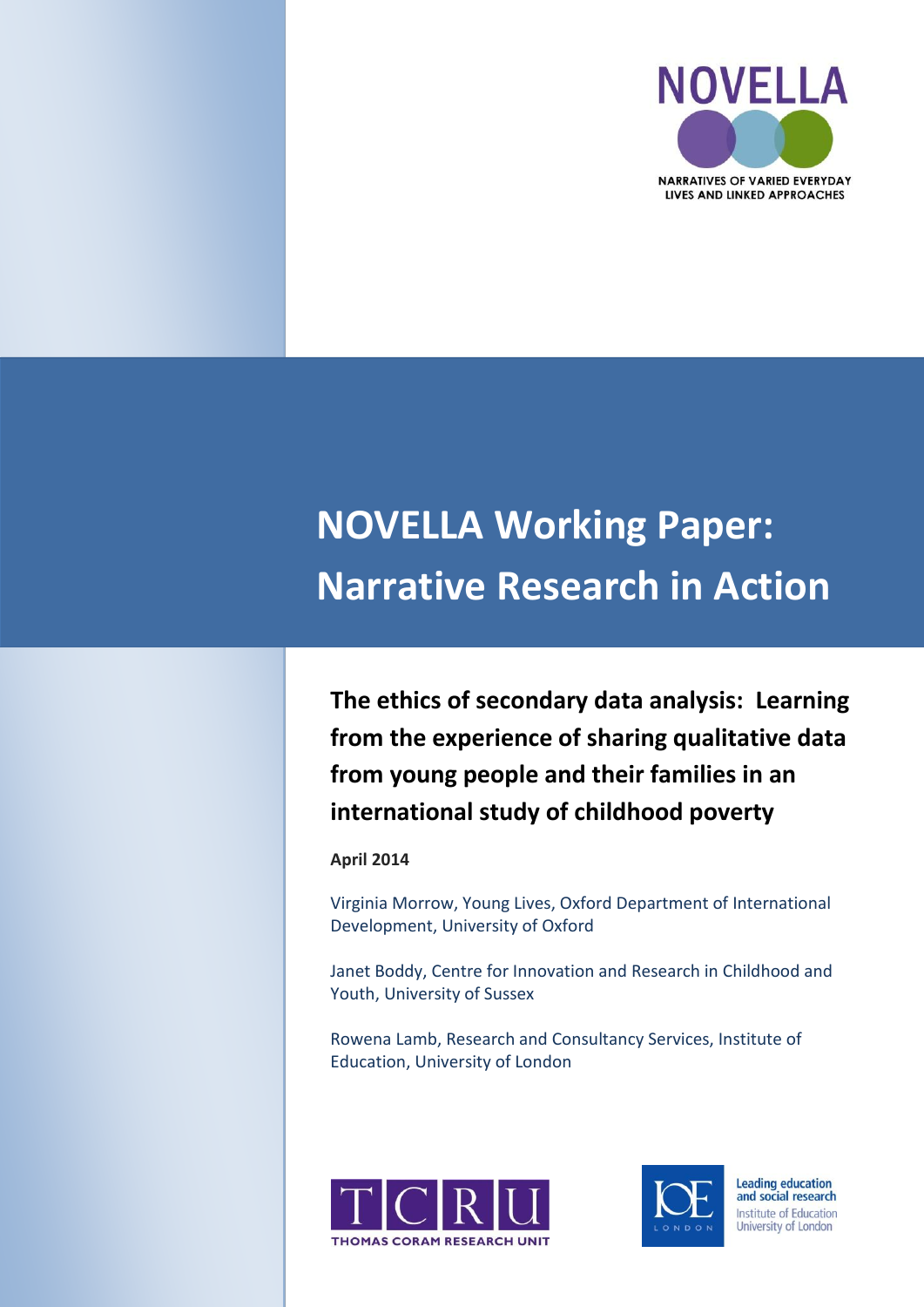NOVELLA

NARRATIVES OF VARIED EVERYDAY LIVES AND LINKED APPROACHES

# NOVELLA Working Paper: Narrative Research in Action

## The ethics of secondary data analysis: Learning from the experience of sharing qualitative data from young people and their families in an international study of childhood poverty

**April 2014**

Virginia Morrow, Young Lives, Oxford Department of International Development, University of Oxford

Janet Boddy, Centre for Innovation and Research in Childhood and Youth, University of Sussex

Rowena Lamb, Research and Consultancy Services, Institute of Education, University of London

TCRU THOMAS CORAM RESEARCH UNIT

IOE LONDON Leading education and social research Institute of Education University of London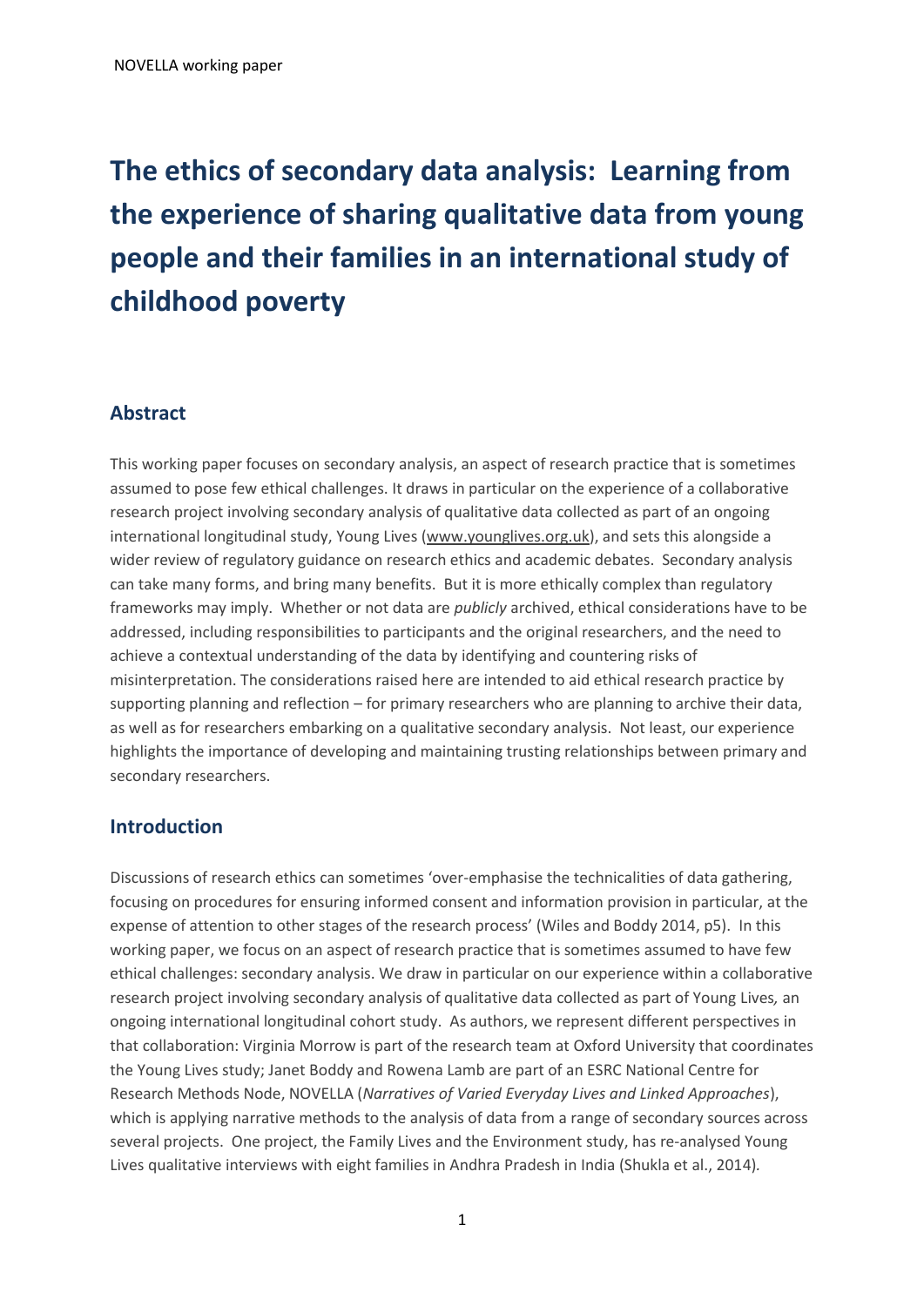# The ethics of secondary data analysis: Learning from the experience of sharing qualitative data from young people and their families in an international study of childhood poverty

## Abstract

This working paper focuses on secondary analysis, an aspect of research practice that is sometimes assumed to pose few ethical challenges. It draws in particular on the experience of a collaborative research project involving secondary analysis of qualitative data collected as part of an ongoing international longitudinal study, Young Lives (www.younglives.org.uk), and sets this alongside a wider review of regulatory guidance on research ethics and academic debates. Secondary analysis can take many forms, and bring many benefits. But it is more ethically complex than regulatory frameworks may imply. Whether or not data are *publicly* archived, ethical considerations have to be addressed, including responsibilities to participants and the original researchers, and the need to achieve a contextual understanding of the data by identifying and countering risks of misinterpretation. The considerations raised here are intended to aid ethical research practice by supporting planning and reflection – for primary researchers who are planning to archive their data, as well as for researchers embarking on a qualitative secondary analysis. Not least, our experience highlights the importance of developing and maintaining trusting relationships between primary and secondary researchers.

## Introduction

Discussions of research ethics can sometimes 'over-emphasise the technicalities of data gathering, focusing on procedures for ensuring informed consent and information provision in particular, at the expense of attention to other stages of the research process' (Wiles and Boddy 2014, p5). In this working paper, we focus on an aspect of research practice that is sometimes assumed to have few ethical challenges: secondary analysis. We draw in particular on our experience within a collaborative research project involving secondary analysis of qualitative data collected as part of Young Lives*,* an ongoing international longitudinal cohort study. As authors, we represent different perspectives in that collaboration: Virginia Morrow is part of the research team at Oxford University that coordinates the Young Lives study; Janet Boddy and Rowena Lamb are part of an ESRC National Centre for Research Methods Node, NOVELLA (*Narratives of Varied Everyday Lives and Linked Approaches*), which is applying narrative methods to the analysis of data from a range of secondary sources across several projects. One project, the Family Lives and the Environment study, has re-analysed Young Lives qualitative interviews with eight families in Andhra Pradesh in India (Shukla et al., 2014)*.*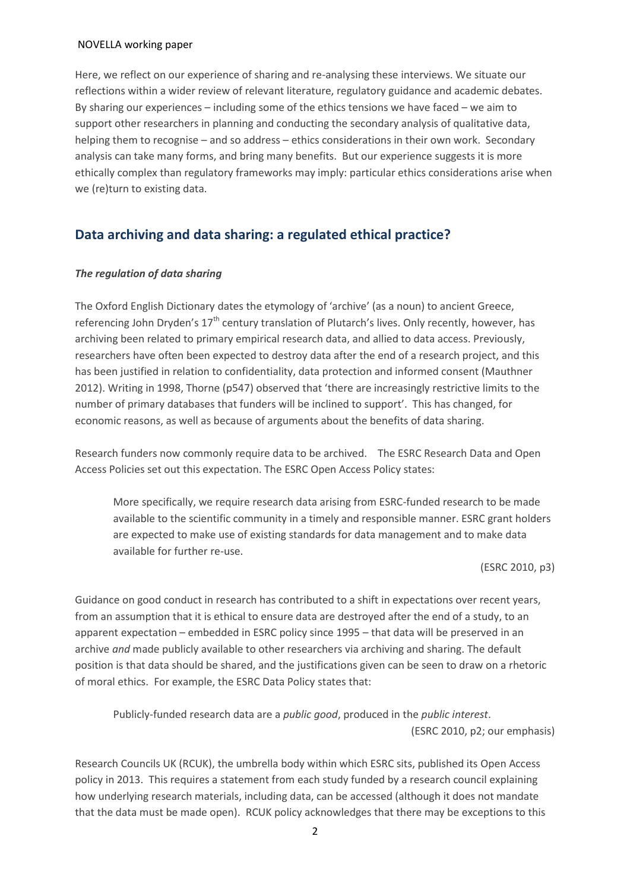Here, we reflect on our experience of sharing and re-analysing these interviews. We situate our reflections within a wider review of relevant literature, regulatory guidance and academic debates. By sharing our experiences – including some of the ethics tensions we have faced – we aim to support other researchers in planning and conducting the secondary analysis of qualitative data, helping them to recognise – and so address – ethics considerations in their own work. Secondary analysis can take many forms, and bring many benefits. But our experience suggests it is more ethically complex than regulatory frameworks may imply: particular ethics considerations arise when we (re)turn to existing data.

## Data archiving and data sharing: a regulated ethical practice?

### *The regulation of data sharing*

The Oxford English Dictionary dates the etymology of 'archive' (as a noun) to ancient Greece, referencing John Dryden's 17th century translation of Plutarch's lives. Only recently, however, has archiving been related to primary empirical research data, and allied to data access. Previously, researchers have often been expected to destroy data after the end of a research project, and this has been justified in relation to confidentiality, data protection and informed consent (Mauthner 2012). Writing in 1998, Thorne (p547) observed that 'there are increasingly restrictive limits to the number of primary databases that funders will be inclined to support'. This has changed, for economic reasons, as well as because of arguments about the benefits of data sharing.

Research funders now commonly require data to be archived. The ESRC Research Data and Open Access Policies set out this expectation. The ESRC Open Access Policy states:

> More specifically, we require research data arising from ESRC-funded research to be made available to the scientific community in a timely and responsible manner. ESRC grant holders are expected to make use of existing standards for data management and to make data available for further re-use.
>
> (ESRC 2010, p3)

Guidance on good conduct in research has contributed to a shift in expectations over recent years, from an assumption that it is ethical to ensure data are destroyed after the end of a study, to an apparent expectation – embedded in ESRC policy since 1995 – that data will be preserved in an archive *and* made publicly available to other researchers via archiving and sharing. The default position is that data should be shared, and the justifications given can be seen to draw on a rhetoric of moral ethics. For example, the ESRC Data Policy states that:

> Publicly-funded research data are a *public good*, produced in the *public interest*.
>
> (ESRC 2010, p2; our emphasis)

Research Councils UK (RCUK), the umbrella body within which ESRC sits, published its Open Access policy in 2013. This requires a statement from each study funded by a research council explaining how underlying research materials, including data, can be accessed (although it does not mandate that the data must be made open). RCUK policy acknowledges that there may be exceptions to this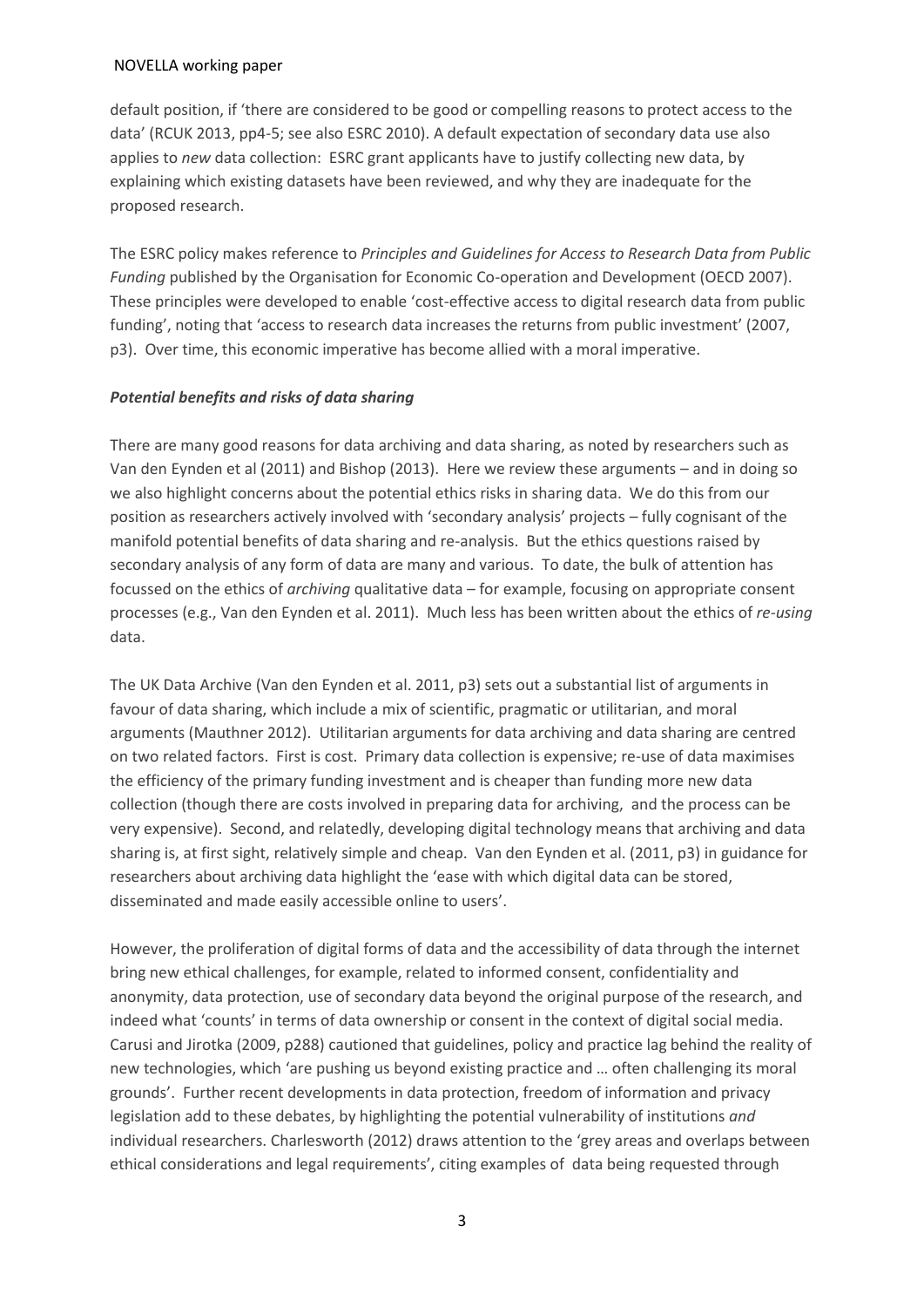default position, if 'there are considered to be good or compelling reasons to protect access to the data' (RCUK 2013, pp4-5; see also ESRC 2010). A default expectation of secondary data use also applies to *new* data collection: ESRC grant applicants have to justify collecting new data, by explaining which existing datasets have been reviewed, and why they are inadequate for the proposed research.

The ESRC policy makes reference to *Principles and Guidelines for Access to Research Data from Public Funding* published by the Organisation for Economic Co-operation and Development (OECD 2007). These principles were developed to enable 'cost-effective access to digital research data from public funding', noting that 'access to research data increases the returns from public investment' (2007, p3). Over time, this economic imperative has become allied with a moral imperative.

### *Potential benefits and risks of data sharing*

There are many good reasons for data archiving and data sharing, as noted by researchers such as Van den Eynden et al (2011) and Bishop (2013). Here we review these arguments – and in doing so we also highlight concerns about the potential ethics risks in sharing data. We do this from our position as researchers actively involved with 'secondary analysis' projects – fully cognisant of the manifold potential benefits of data sharing and re-analysis. But the ethics questions raised by secondary analysis of any form of data are many and various. To date, the bulk of attention has focussed on the ethics of *archiving* qualitative data – for example, focusing on appropriate consent processes (e.g., Van den Eynden et al. 2011). Much less has been written about the ethics of *re-using* data.

The UK Data Archive (Van den Eynden et al. 2011, p3) sets out a substantial list of arguments in favour of data sharing, which include a mix of scientific, pragmatic or utilitarian, and moral arguments (Mauthner 2012). Utilitarian arguments for data archiving and data sharing are centred on two related factors. First is cost. Primary data collection is expensive; re-use of data maximises the efficiency of the primary funding investment and is cheaper than funding more new data collection (though there are costs involved in preparing data for archiving, and the process can be very expensive). Second, and relatedly, developing digital technology means that archiving and data sharing is, at first sight, relatively simple and cheap. Van den Eynden et al. (2011, p3) in guidance for researchers about archiving data highlight the 'ease with which digital data can be stored, disseminated and made easily accessible online to users'.

However, the proliferation of digital forms of data and the accessibility of data through the internet bring new ethical challenges, for example, related to informed consent, confidentiality and anonymity, data protection, use of secondary data beyond the original purpose of the research, and indeed what 'counts' in terms of data ownership or consent in the context of digital social media. Carusi and Jirotka (2009, p288) cautioned that guidelines, policy and practice lag behind the reality of new technologies, which 'are pushing us beyond existing practice and … often challenging its moral grounds'. Further recent developments in data protection, freedom of information and privacy legislation add to these debates, by highlighting the potential vulnerability of institutions *and* individual researchers. Charlesworth (2012) draws attention to the 'grey areas and overlaps between ethical considerations and legal requirements', citing examples of data being requested through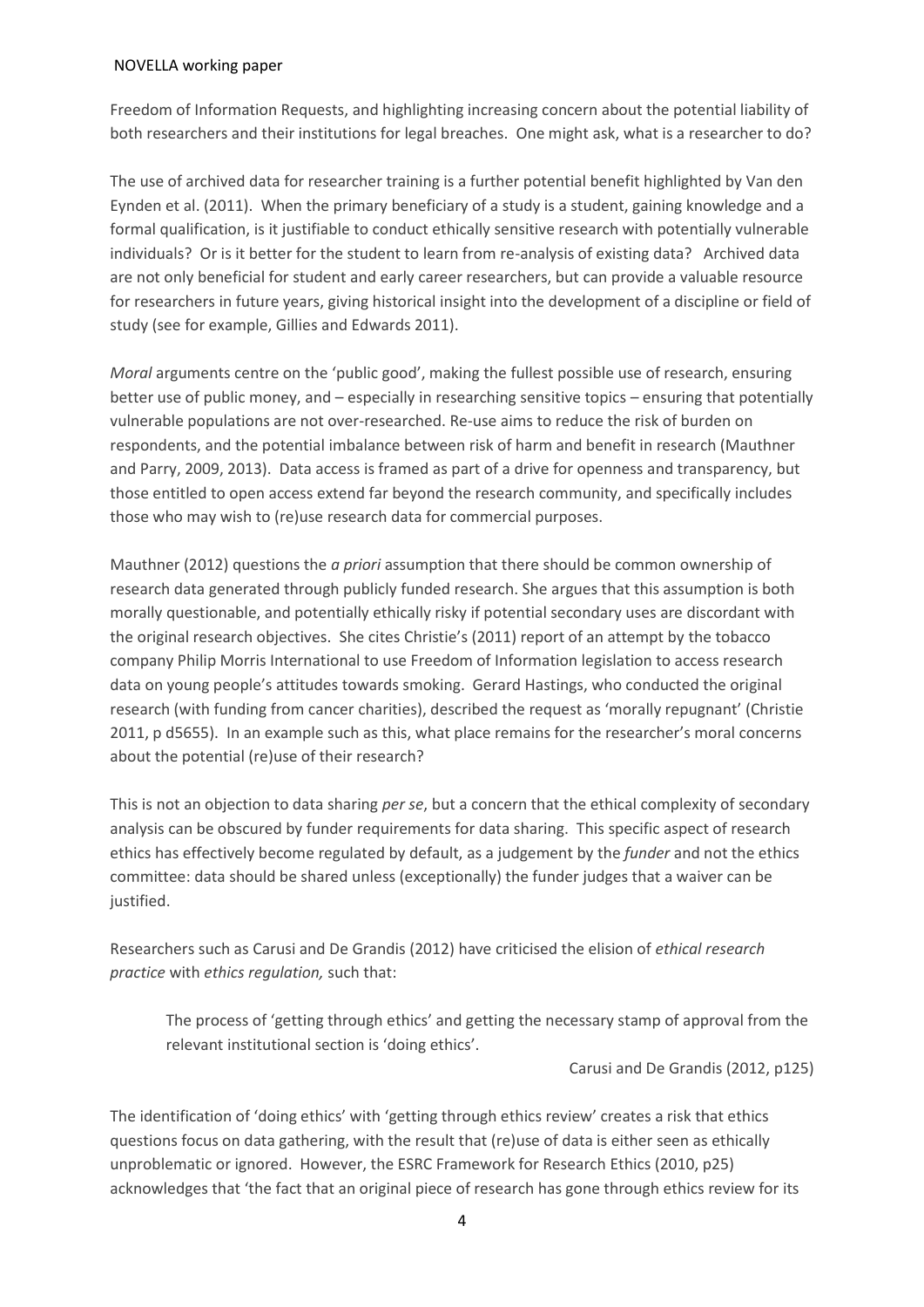Freedom of Information Requests, and highlighting increasing concern about the potential liability of both researchers and their institutions for legal breaches. One might ask, what is a researcher to do?

The use of archived data for researcher training is a further potential benefit highlighted by Van den Eynden et al. (2011). When the primary beneficiary of a study is a student, gaining knowledge and a formal qualification, is it justifiable to conduct ethically sensitive research with potentially vulnerable individuals? Or is it better for the student to learn from re-analysis of existing data? Archived data are not only beneficial for student and early career researchers, but can provide a valuable resource for researchers in future years, giving historical insight into the development of a discipline or field of study (see for example, Gillies and Edwards 2011).

*Moral* arguments centre on the 'public good', making the fullest possible use of research, ensuring better use of public money, and – especially in researching sensitive topics – ensuring that potentially vulnerable populations are not over-researched. Re-use aims to reduce the risk of burden on respondents, and the potential imbalance between risk of harm and benefit in research (Mauthner and Parry, 2009, 2013). Data access is framed as part of a drive for openness and transparency, but those entitled to open access extend far beyond the research community, and specifically includes those who may wish to (re)use research data for commercial purposes.

Mauthner (2012) questions the *a priori* assumption that there should be common ownership of research data generated through publicly funded research. She argues that this assumption is both morally questionable, and potentially ethically risky if potential secondary uses are discordant with the original research objectives. She cites Christie's (2011) report of an attempt by the tobacco company Philip Morris International to use Freedom of Information legislation to access research data on young people's attitudes towards smoking. Gerard Hastings, who conducted the original research (with funding from cancer charities), described the request as 'morally repugnant' (Christie 2011, p d5655). In an example such as this, what place remains for the researcher's moral concerns about the potential (re)use of their research?

This is not an objection to data sharing *per se*, but a concern that the ethical complexity of secondary analysis can be obscured by funder requirements for data sharing. This specific aspect of research ethics has effectively become regulated by default, as a judgement by the *funder* and not the ethics committee: data should be shared unless (exceptionally) the funder judges that a waiver can be justified.

Researchers such as Carusi and De Grandis (2012) have criticised the elision of *ethical research practice* with *ethics regulation,* such that:

> The process of 'getting through ethics' and getting the necessary stamp of approval from the relevant institutional section is 'doing ethics'.
>
> Carusi and De Grandis (2012, p125)

The identification of 'doing ethics' with 'getting through ethics review' creates a risk that ethics questions focus on data gathering, with the result that (re)use of data is either seen as ethically unproblematic or ignored. However, the ESRC Framework for Research Ethics (2010, p25) acknowledges that 'the fact that an original piece of research has gone through ethics review for its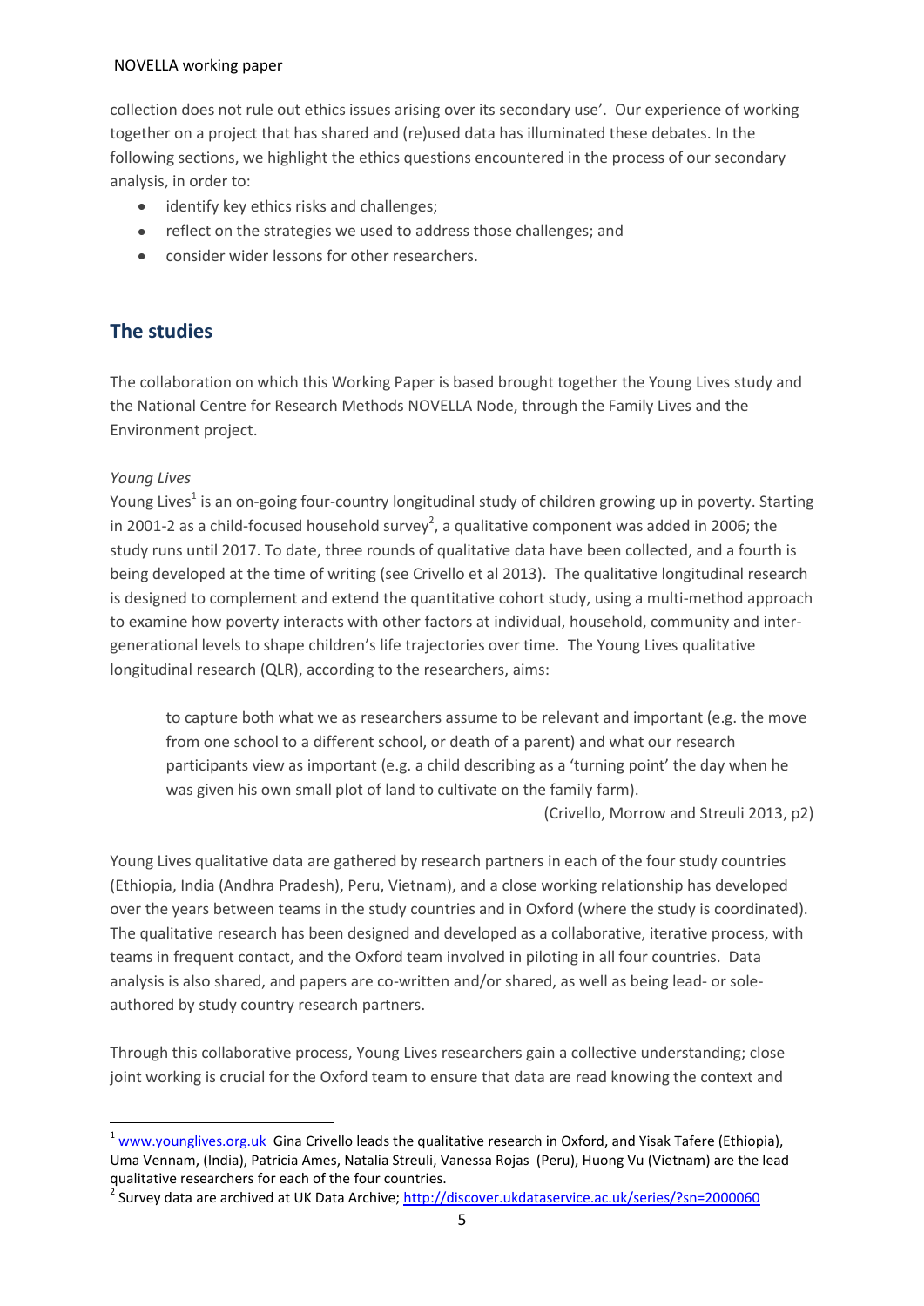collection does not rule out ethics issues arising over its secondary use'. Our experience of working together on a project that has shared and (re)used data has illuminated these debates. In the following sections, we highlight the ethics questions encountered in the process of our secondary analysis, in order to:

- identify key ethics risks and challenges;
- reflect on the strategies we used to address those challenges; and
- consider wider lessons for other researchers.

## The studies

The collaboration on which this Working Paper is based brought together the Young Lives study and the National Centre for Research Methods NOVELLA Node, through the Family Lives and the Environment project.

*Young Lives*

Young Lives[1] is an on-going four-country longitudinal study of children growing up in poverty. Starting in 2001-2 as a child-focused household survey[2], a qualitative component was added in 2006; the study runs until 2017. To date, three rounds of qualitative data have been collected, and a fourth is being developed at the time of writing (see Crivello et al 2013). The qualitative longitudinal research is designed to complement and extend the quantitative cohort study, using a multi-method approach to examine how poverty interacts with other factors at individual, household, community and inter-generational levels to shape children's life trajectories over time. The Young Lives qualitative longitudinal research (QLR), according to the researchers, aims:

> to capture both what we as researchers assume to be relevant and important (e.g. the move from one school to a different school, or death of a parent) and what our research participants view as important (e.g. a child describing as a 'turning point' the day when he was given his own small plot of land to cultivate on the family farm).
>
> (Crivello, Morrow and Streuli 2013, p2)

Young Lives qualitative data are gathered by research partners in each of the four study countries (Ethiopia, India (Andhra Pradesh), Peru, Vietnam), and a close working relationship has developed over the years between teams in the study countries and in Oxford (where the study is coordinated). The qualitative research has been designed and developed as a collaborative, iterative process, with teams in frequent contact, and the Oxford team involved in piloting in all four countries. Data analysis is also shared, and papers are co-written and/or shared, as well as being lead- or sole-authored by study country research partners.

Through this collaborative process, Young Lives researchers gain a collective understanding; close joint working is crucial for the Oxford team to ensure that data are read knowing the context and

[1] www.younglives.org.uk Gina Crivello leads the qualitative research in Oxford, and Yisak Tafere (Ethiopia), Uma Vennam, (India), Patricia Ames, Natalia Streuli, Vanessa Rojas (Peru), Huong Vu (Vietnam) are the lead qualitative researchers for each of the four countries.

[2] Survey data are archived at UK Data Archive; http://discover.ukdataservice.ac.uk/series/?sn=2000060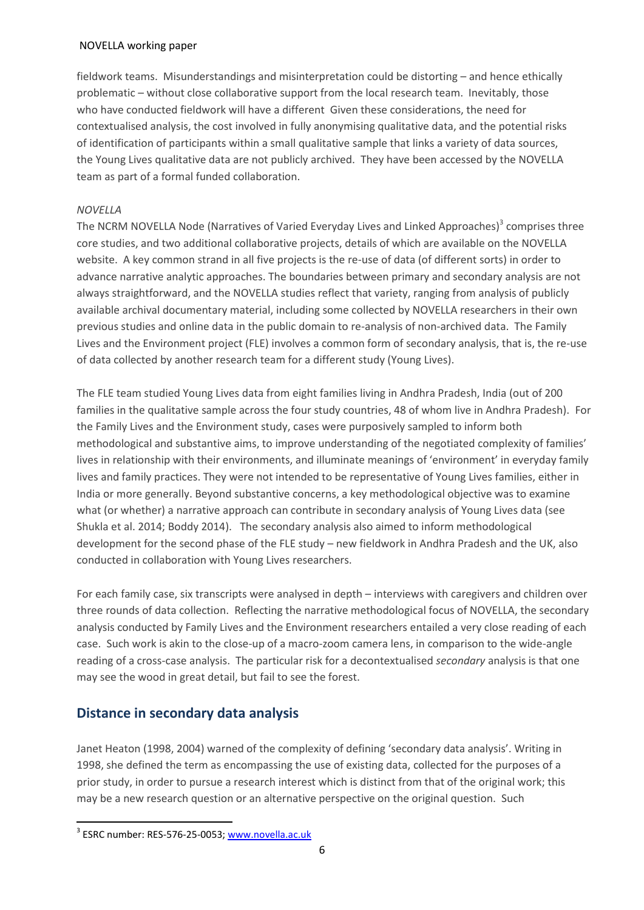fieldwork teams. Misunderstandings and misinterpretation could be distorting – and hence ethically problematic – without close collaborative support from the local research team. Inevitably, those who have conducted fieldwork will have a different Given these considerations, the need for contextualised analysis, the cost involved in fully anonymising qualitative data, and the potential risks of identification of participants within a small qualitative sample that links a variety of data sources, the Young Lives qualitative data are not publicly archived. They have been accessed by the NOVELLA team as part of a formal funded collaboration.

*NOVELLA*

The NCRM NOVELLA Node (Narratives of Varied Everyday Lives and Linked Approaches)[3] comprises three core studies, and two additional collaborative projects, details of which are available on the NOVELLA website. A key common strand in all five projects is the re-use of data (of different sorts) in order to advance narrative analytic approaches. The boundaries between primary and secondary analysis are not always straightforward, and the NOVELLA studies reflect that variety, ranging from analysis of publicly available archival documentary material, including some collected by NOVELLA researchers in their own previous studies and online data in the public domain to re-analysis of non-archived data. The Family Lives and the Environment project (FLE) involves a common form of secondary analysis, that is, the re-use of data collected by another research team for a different study (Young Lives).

The FLE team studied Young Lives data from eight families living in Andhra Pradesh, India (out of 200 families in the qualitative sample across the four study countries, 48 of whom live in Andhra Pradesh). For the Family Lives and the Environment study, cases were purposively sampled to inform both methodological and substantive aims, to improve understanding of the negotiated complexity of families' lives in relationship with their environments, and illuminate meanings of 'environment' in everyday family lives and family practices. They were not intended to be representative of Young Lives families, either in India or more generally. Beyond substantive concerns, a key methodological objective was to examine what (or whether) a narrative approach can contribute in secondary analysis of Young Lives data (see Shukla et al. 2014; Boddy 2014). The secondary analysis also aimed to inform methodological development for the second phase of the FLE study – new fieldwork in Andhra Pradesh and the UK, also conducted in collaboration with Young Lives researchers.

For each family case, six transcripts were analysed in depth – interviews with caregivers and children over three rounds of data collection. Reflecting the narrative methodological focus of NOVELLA, the secondary analysis conducted by Family Lives and the Environment researchers entailed a very close reading of each case. Such work is akin to the close-up of a macro-zoom camera lens, in comparison to the wide-angle reading of a cross-case analysis. The particular risk for a decontextualised *secondary* analysis is that one may see the wood in great detail, but fail to see the forest.

## Distance in secondary data analysis

Janet Heaton (1998, 2004) warned of the complexity of defining 'secondary data analysis'. Writing in 1998, she defined the term as encompassing the use of existing data, collected for the purposes of a prior study, in order to pursue a research interest which is distinct from that of the original work; this may be a new research question or an alternative perspective on the original question. Such

[3] ESRC number: RES-576-25-0053; www.novella.ac.uk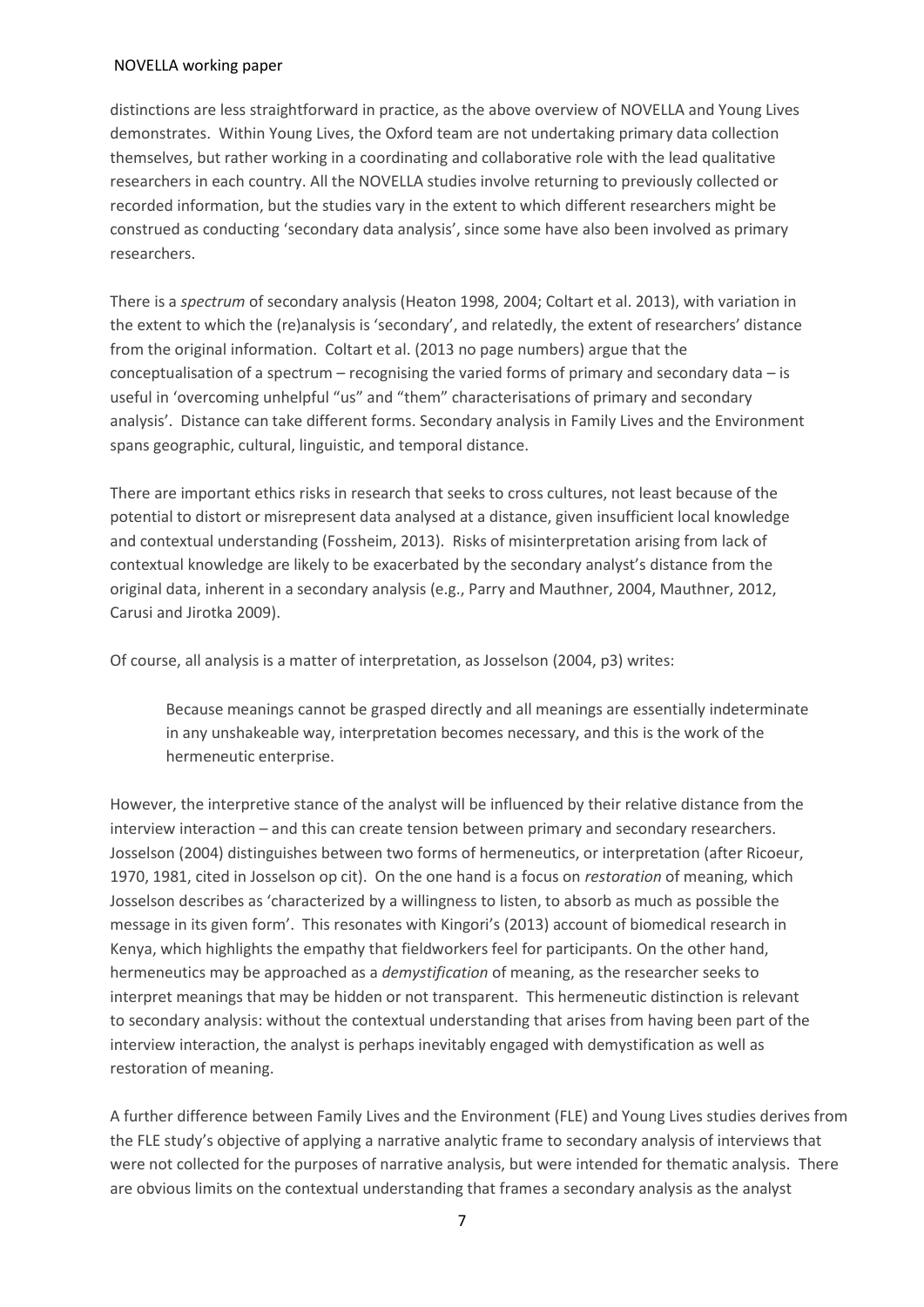distinctions are less straightforward in practice, as the above overview of NOVELLA and Young Lives demonstrates. Within Young Lives, the Oxford team are not undertaking primary data collection themselves, but rather working in a coordinating and collaborative role with the lead qualitative researchers in each country. All the NOVELLA studies involve returning to previously collected or recorded information, but the studies vary in the extent to which different researchers might be construed as conducting 'secondary data analysis', since some have also been involved as primary researchers.

There is a *spectrum* of secondary analysis (Heaton 1998, 2004; Coltart et al. 2013), with variation in the extent to which the (re)analysis is 'secondary', and relatedly, the extent of researchers' distance from the original information. Coltart et al. (2013 no page numbers) argue that the conceptualisation of a spectrum – recognising the varied forms of primary and secondary data – is useful in 'overcoming unhelpful "us" and "them" characterisations of primary and secondary analysis'. Distance can take different forms. Secondary analysis in Family Lives and the Environment spans geographic, cultural, linguistic, and temporal distance.

There are important ethics risks in research that seeks to cross cultures, not least because of the potential to distort or misrepresent data analysed at a distance, given insufficient local knowledge and contextual understanding (Fossheim, 2013). Risks of misinterpretation arising from lack of contextual knowledge are likely to be exacerbated by the secondary analyst's distance from the original data, inherent in a secondary analysis (e.g., Parry and Mauthner, 2004, Mauthner, 2012, Carusi and Jirotka 2009).

Of course, all analysis is a matter of interpretation, as Josselson (2004, p3) writes:

> Because meanings cannot be grasped directly and all meanings are essentially indeterminate in any unshakeable way, interpretation becomes necessary, and this is the work of the hermeneutic enterprise.

However, the interpretive stance of the analyst will be influenced by their relative distance from the interview interaction – and this can create tension between primary and secondary researchers. Josselson (2004) distinguishes between two forms of hermeneutics, or interpretation (after Ricoeur, 1970, 1981, cited in Josselson op cit). On the one hand is a focus on *restoration* of meaning, which Josselson describes as 'characterized by a willingness to listen, to absorb as much as possible the message in its given form'. This resonates with Kingori's (2013) account of biomedical research in Kenya, which highlights the empathy that fieldworkers feel for participants. On the other hand, hermeneutics may be approached as a *demystification* of meaning, as the researcher seeks to interpret meanings that may be hidden or not transparent. This hermeneutic distinction is relevant to secondary analysis: without the contextual understanding that arises from having been part of the interview interaction, the analyst is perhaps inevitably engaged with demystification as well as restoration of meaning.

A further difference between Family Lives and the Environment (FLE) and Young Lives studies derives from the FLE study's objective of applying a narrative analytic frame to secondary analysis of interviews that were not collected for the purposes of narrative analysis, but were intended for thematic analysis. There are obvious limits on the contextual understanding that frames a secondary analysis as the analyst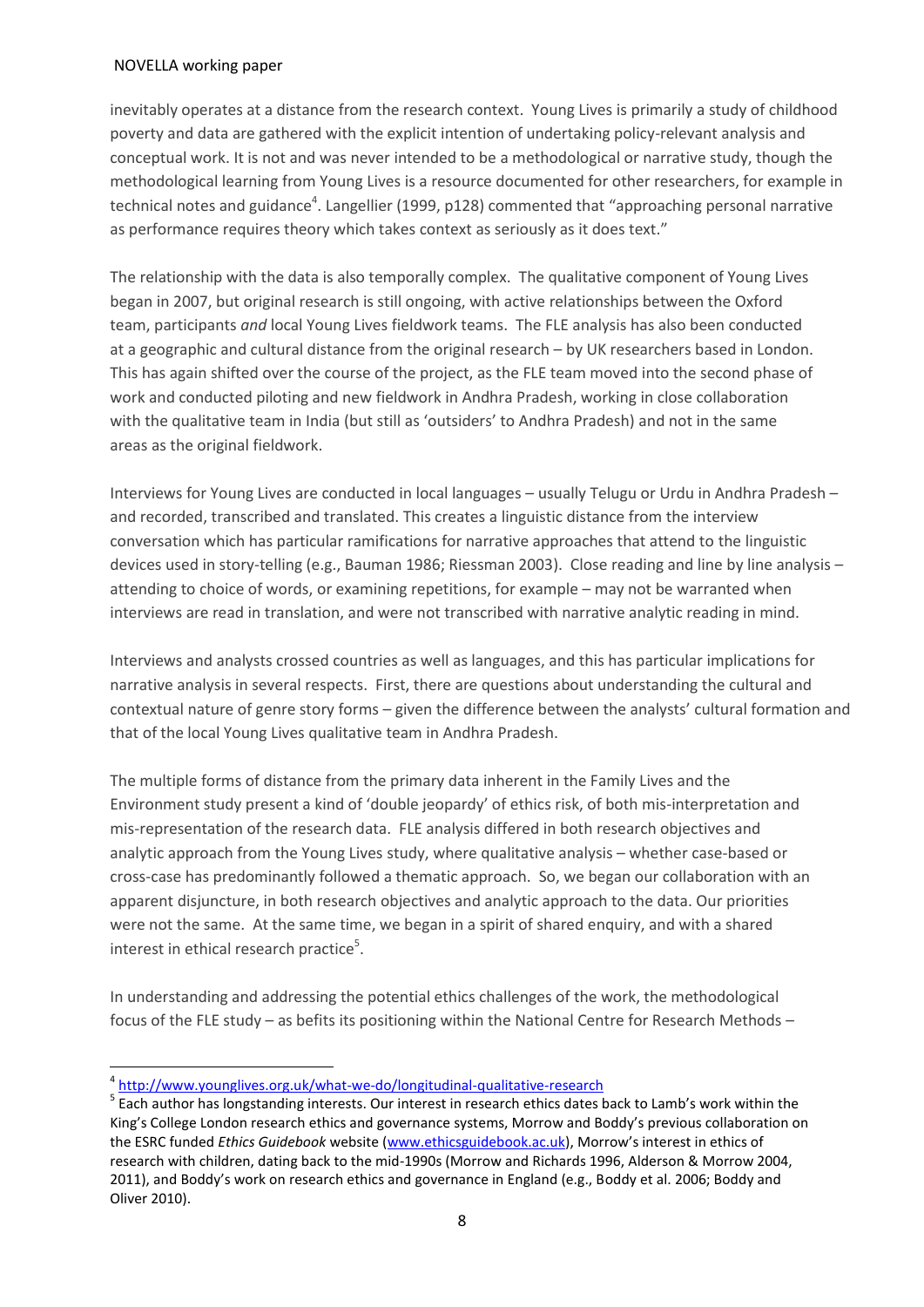inevitably operates at a distance from the research context. Young Lives is primarily a study of childhood poverty and data are gathered with the explicit intention of undertaking policy-relevant analysis and conceptual work. It is not and was never intended to be a methodological or narrative study, though the methodological learning from Young Lives is a resource documented for other researchers, for example in technical notes and guidance[4]. Langellier (1999, p128) commented that "approaching personal narrative as performance requires theory which takes context as seriously as it does text."

The relationship with the data is also temporally complex. The qualitative component of Young Lives began in 2007, but original research is still ongoing, with active relationships between the Oxford team, participants *and* local Young Lives fieldwork teams. The FLE analysis has also been conducted at a geographic and cultural distance from the original research – by UK researchers based in London. This has again shifted over the course of the project, as the FLE team moved into the second phase of work and conducted piloting and new fieldwork in Andhra Pradesh, working in close collaboration with the qualitative team in India (but still as 'outsiders' to Andhra Pradesh) and not in the same areas as the original fieldwork.

Interviews for Young Lives are conducted in local languages – usually Telugu or Urdu in Andhra Pradesh – and recorded, transcribed and translated. This creates a linguistic distance from the interview conversation which has particular ramifications for narrative approaches that attend to the linguistic devices used in story-telling (e.g., Bauman 1986; Riessman 2003). Close reading and line by line analysis – attending to choice of words, or examining repetitions, for example – may not be warranted when interviews are read in translation, and were not transcribed with narrative analytic reading in mind.

Interviews and analysts crossed countries as well as languages, and this has particular implications for narrative analysis in several respects. First, there are questions about understanding the cultural and contextual nature of genre story forms – given the difference between the analysts' cultural formation and that of the local Young Lives qualitative team in Andhra Pradesh.

The multiple forms of distance from the primary data inherent in the Family Lives and the Environment study present a kind of 'double jeopardy' of ethics risk, of both mis-interpretation and mis-representation of the research data. FLE analysis differed in both research objectives and analytic approach from the Young Lives study, where qualitative analysis – whether case-based or cross-case has predominantly followed a thematic approach. So, we began our collaboration with an apparent disjuncture, in both research objectives and analytic approach to the data. Our priorities were not the same. At the same time, we began in a spirit of shared enquiry, and with a shared interest in ethical research practice[5].

In understanding and addressing the potential ethics challenges of the work, the methodological focus of the FLE study – as befits its positioning within the National Centre for Research Methods –

---

[4] http://www.younglives.org.uk/what-we-do/longitudinal-qualitative-research

[5] Each author has longstanding interests. Our interest in research ethics dates back to Lamb's work within the King's College London research ethics and governance systems, Morrow and Boddy's previous collaboration on the ESRC funded *Ethics Guidebook* website (www.ethicsguidebook.ac.uk), Morrow's interest in ethics of research with children, dating back to the mid-1990s (Morrow and Richards 1996, Alderson & Morrow 2004, 2011), and Boddy's work on research ethics and governance in England (e.g., Boddy et al. 2006; Boddy and Oliver 2010).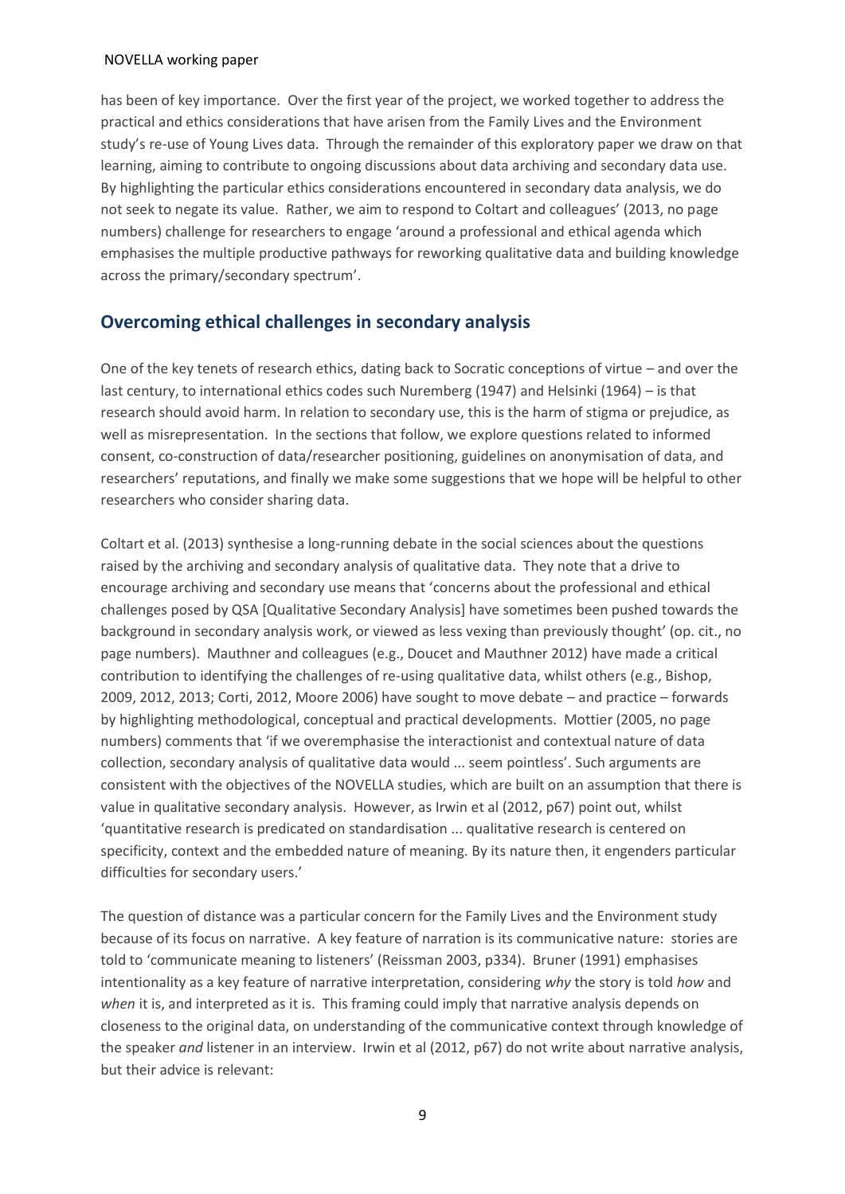has been of key importance. Over the first year of the project, we worked together to address the practical and ethics considerations that have arisen from the Family Lives and the Environment study's re-use of Young Lives data. Through the remainder of this exploratory paper we draw on that learning, aiming to contribute to ongoing discussions about data archiving and secondary data use. By highlighting the particular ethics considerations encountered in secondary data analysis, we do not seek to negate its value. Rather, we aim to respond to Coltart and colleagues' (2013, no page numbers) challenge for researchers to engage 'around a professional and ethical agenda which emphasises the multiple productive pathways for reworking qualitative data and building knowledge across the primary/secondary spectrum'.

## Overcoming ethical challenges in secondary analysis

One of the key tenets of research ethics, dating back to Socratic conceptions of virtue – and over the last century, to international ethics codes such Nuremberg (1947) and Helsinki (1964) – is that research should avoid harm. In relation to secondary use, this is the harm of stigma or prejudice, as well as misrepresentation. In the sections that follow, we explore questions related to informed consent, co-construction of data/researcher positioning, guidelines on anonymisation of data, and researchers' reputations, and finally we make some suggestions that we hope will be helpful to other researchers who consider sharing data.

Coltart et al. (2013) synthesise a long-running debate in the social sciences about the questions raised by the archiving and secondary analysis of qualitative data. They note that a drive to encourage archiving and secondary use means that 'concerns about the professional and ethical challenges posed by QSA [Qualitative Secondary Analysis] have sometimes been pushed towards the background in secondary analysis work, or viewed as less vexing than previously thought' (op. cit., no page numbers). Mauthner and colleagues (e.g., Doucet and Mauthner 2012) have made a critical contribution to identifying the challenges of re-using qualitative data, whilst others (e.g., Bishop, 2009, 2012, 2013; Corti, 2012, Moore 2006) have sought to move debate – and practice – forwards by highlighting methodological, conceptual and practical developments. Mottier (2005, no page numbers) comments that 'if we overemphasise the interactionist and contextual nature of data collection, secondary analysis of qualitative data would ... seem pointless'. Such arguments are consistent with the objectives of the NOVELLA studies, which are built on an assumption that there is value in qualitative secondary analysis. However, as Irwin et al (2012, p67) point out, whilst 'quantitative research is predicated on standardisation ... qualitative research is centered on specificity, context and the embedded nature of meaning. By its nature then, it engenders particular difficulties for secondary users.'

The question of distance was a particular concern for the Family Lives and the Environment study because of its focus on narrative. A key feature of narration is its communicative nature: stories are told to 'communicate meaning to listeners' (Reissman 2003, p334). Bruner (1991) emphasises intentionality as a key feature of narrative interpretation, considering *why* the story is told *how* and *when* it is, and interpreted as it is. This framing could imply that narrative analysis depends on closeness to the original data, on understanding of the communicative context through knowledge of the speaker *and* listener in an interview. Irwin et al (2012, p67) do not write about narrative analysis, but their advice is relevant: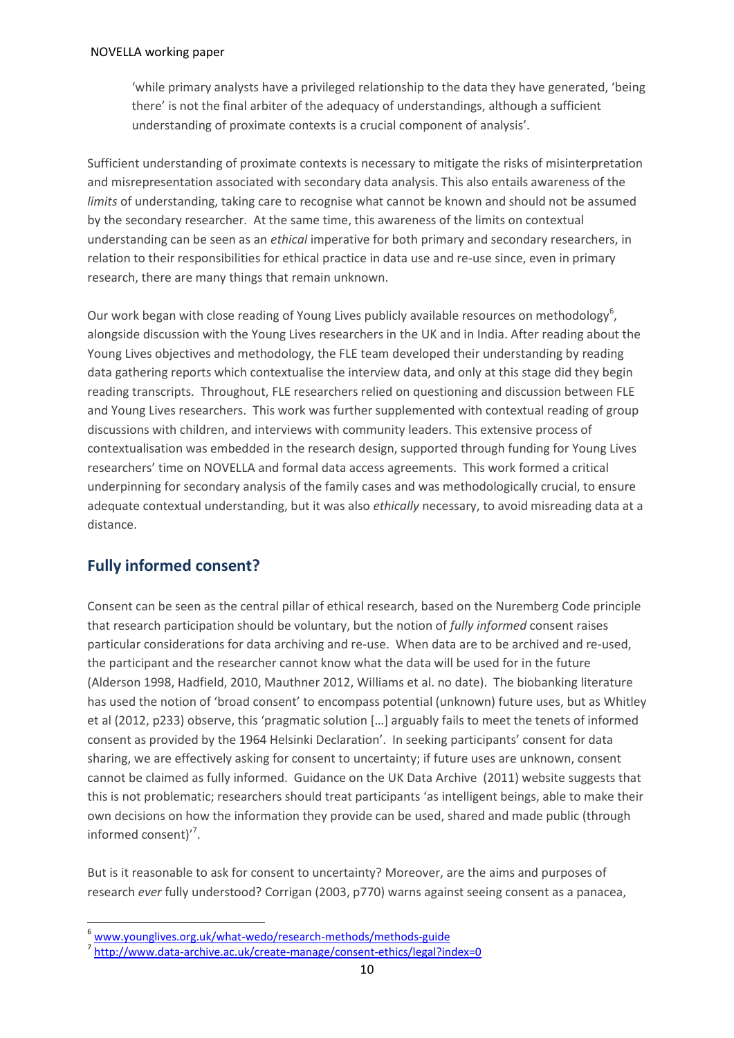> 'while primary analysts have a privileged relationship to the data they have generated, 'being there' is not the final arbiter of the adequacy of understandings, although a sufficient understanding of proximate contexts is a crucial component of analysis'.

Sufficient understanding of proximate contexts is necessary to mitigate the risks of misinterpretation and misrepresentation associated with secondary data analysis. This also entails awareness of the *limits* of understanding, taking care to recognise what cannot be known and should not be assumed by the secondary researcher. At the same time, this awareness of the limits on contextual understanding can be seen as an *ethical* imperative for both primary and secondary researchers, in relation to their responsibilities for ethical practice in data use and re-use since, even in primary research, there are many things that remain unknown.

Our work began with close reading of Young Lives publicly available resources on methodology[6], alongside discussion with the Young Lives researchers in the UK and in India. After reading about the Young Lives objectives and methodology, the FLE team developed their understanding by reading data gathering reports which contextualise the interview data, and only at this stage did they begin reading transcripts. Throughout, FLE researchers relied on questioning and discussion between FLE and Young Lives researchers. This work was further supplemented with contextual reading of group discussions with children, and interviews with community leaders. This extensive process of contextualisation was embedded in the research design, supported through funding for Young Lives researchers' time on NOVELLA and formal data access agreements. This work formed a critical underpinning for secondary analysis of the family cases and was methodologically crucial, to ensure adequate contextual understanding, but it was also *ethically* necessary, to avoid misreading data at a distance.

## Fully informed consent?

Consent can be seen as the central pillar of ethical research, based on the Nuremberg Code principle that research participation should be voluntary, but the notion of *fully informed* consent raises particular considerations for data archiving and re-use. When data are to be archived and re-used, the participant and the researcher cannot know what the data will be used for in the future (Alderson 1998, Hadfield, 2010, Mauthner 2012, Williams et al. no date). The biobanking literature has used the notion of 'broad consent' to encompass potential (unknown) future uses, but as Whitley et al (2012, p233) observe, this 'pragmatic solution […] arguably fails to meet the tenets of informed consent as provided by the 1964 Helsinki Declaration'. In seeking participants' consent for data sharing, we are effectively asking for consent to uncertainty; if future uses are unknown, consent cannot be claimed as fully informed. Guidance on the UK Data Archive (2011) website suggests that this is not problematic; researchers should treat participants 'as intelligent beings, able to make their own decisions on how the information they provide can be used, shared and made public (through informed consent)'[7].

But is it reasonable to ask for consent to uncertainty? Moreover, are the aims and purposes of research *ever* fully understood? Corrigan (2003, p770) warns against seeing consent as a panacea,

[6] www.younglives.org.uk/what-wedo/research-methods/methods-guide

[7] http://www.data-archive.ac.uk/create-manage/consent-ethics/legal?index=0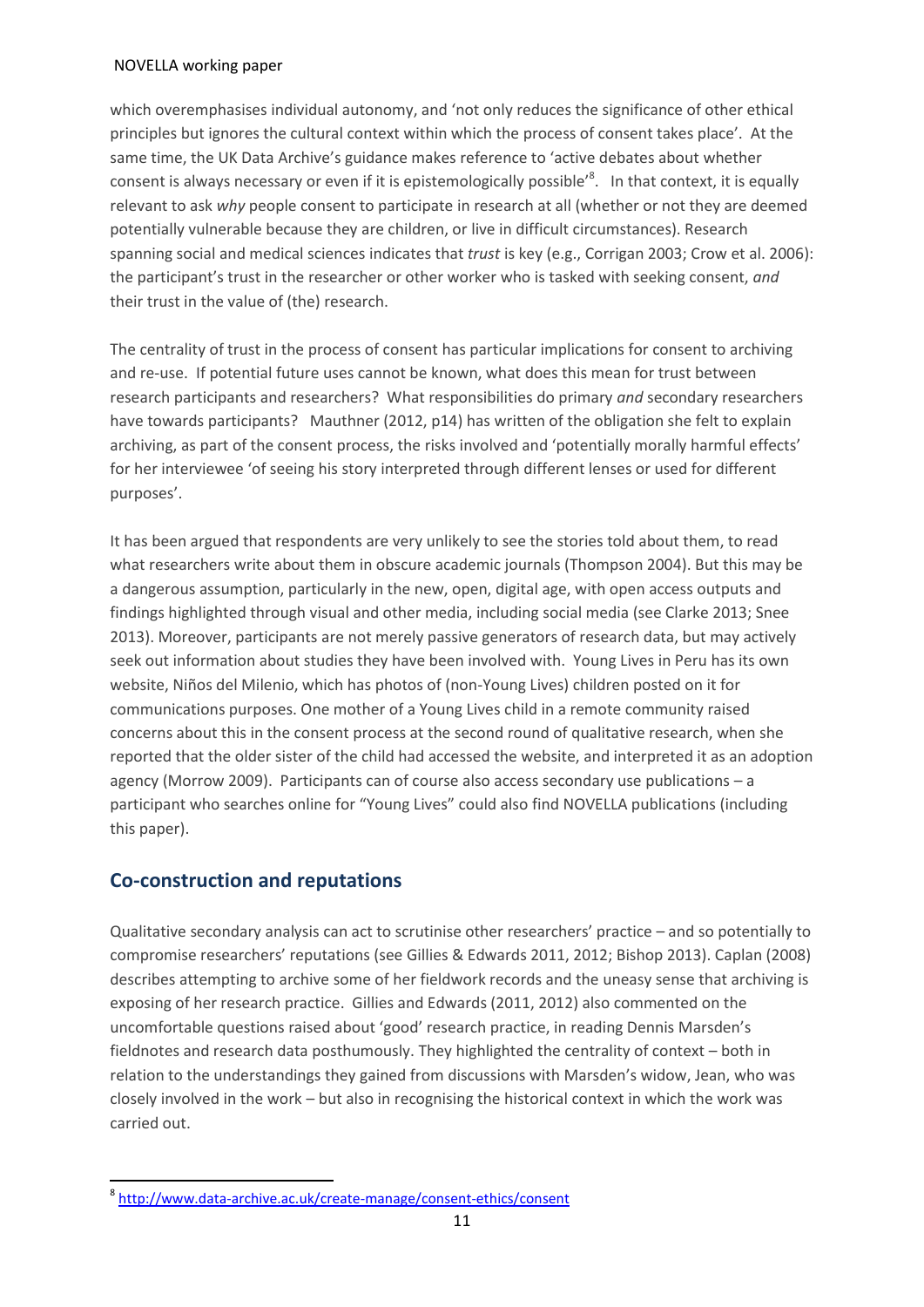which overemphasises individual autonomy, and 'not only reduces the significance of other ethical principles but ignores the cultural context within which the process of consent takes place'. At the same time, the UK Data Archive's guidance makes reference to 'active debates about whether consent is always necessary or even if it is epistemologically possible'[8]. In that context, it is equally relevant to ask *why* people consent to participate in research at all (whether or not they are deemed potentially vulnerable because they are children, or live in difficult circumstances). Research spanning social and medical sciences indicates that *trust* is key (e.g., Corrigan 2003; Crow et al. 2006): the participant's trust in the researcher or other worker who is tasked with seeking consent, *and* their trust in the value of (the) research.

The centrality of trust in the process of consent has particular implications for consent to archiving and re-use. If potential future uses cannot be known, what does this mean for trust between research participants and researchers? What responsibilities do primary *and* secondary researchers have towards participants? Mauthner (2012, p14) has written of the obligation she felt to explain archiving, as part of the consent process, the risks involved and 'potentially morally harmful effects' for her interviewee 'of seeing his story interpreted through different lenses or used for different purposes'.

It has been argued that respondents are very unlikely to see the stories told about them, to read what researchers write about them in obscure academic journals (Thompson 2004). But this may be a dangerous assumption, particularly in the new, open, digital age, with open access outputs and findings highlighted through visual and other media, including social media (see Clarke 2013; Snee 2013). Moreover, participants are not merely passive generators of research data, but may actively seek out information about studies they have been involved with. Young Lives in Peru has its own website, Niños del Milenio, which has photos of (non-Young Lives) children posted on it for communications purposes. One mother of a Young Lives child in a remote community raised concerns about this in the consent process at the second round of qualitative research, when she reported that the older sister of the child had accessed the website, and interpreted it as an adoption agency (Morrow 2009). Participants can of course also access secondary use publications – a participant who searches online for "Young Lives" could also find NOVELLA publications (including this paper).

## Co-construction and reputations

Qualitative secondary analysis can act to scrutinise other researchers' practice – and so potentially to compromise researchers' reputations (see Gillies & Edwards 2011, 2012; Bishop 2013). Caplan (2008) describes attempting to archive some of her fieldwork records and the uneasy sense that archiving is exposing of her research practice. Gillies and Edwards (2011, 2012) also commented on the uncomfortable questions raised about 'good' research practice, in reading Dennis Marsden's fieldnotes and research data posthumously. They highlighted the centrality of context – both in relation to the understandings they gained from discussions with Marsden's widow, Jean, who was closely involved in the work – but also in recognising the historical context in which the work was carried out.

[8] http://www.data-archive.ac.uk/create-manage/consent-ethics/consent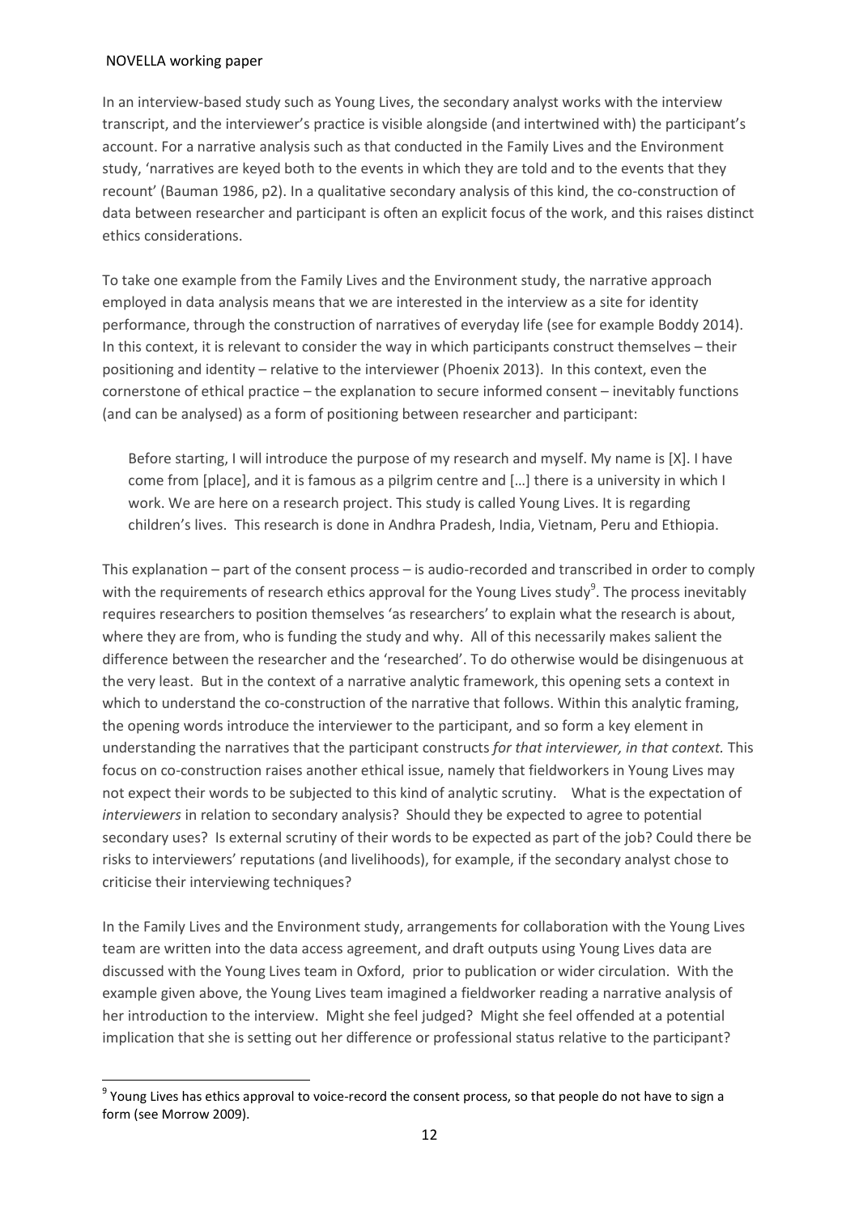In an interview-based study such as Young Lives, the secondary analyst works with the interview transcript, and the interviewer's practice is visible alongside (and intertwined with) the participant's account. For a narrative analysis such as that conducted in the Family Lives and the Environment study, 'narratives are keyed both to the events in which they are told and to the events that they recount' (Bauman 1986, p2). In a qualitative secondary analysis of this kind, the co-construction of data between researcher and participant is often an explicit focus of the work, and this raises distinct ethics considerations.

To take one example from the Family Lives and the Environment study, the narrative approach employed in data analysis means that we are interested in the interview as a site for identity performance, through the construction of narratives of everyday life (see for example Boddy 2014). In this context, it is relevant to consider the way in which participants construct themselves – their positioning and identity – relative to the interviewer (Phoenix 2013). In this context, even the cornerstone of ethical practice – the explanation to secure informed consent – inevitably functions (and can be analysed) as a form of positioning between researcher and participant:

> Before starting, I will introduce the purpose of my research and myself. My name is [X]. I have come from [place], and it is famous as a pilgrim centre and […] there is a university in which I work. We are here on a research project. This study is called Young Lives. It is regarding children's lives. This research is done in Andhra Pradesh, India, Vietnam, Peru and Ethiopia.

This explanation – part of the consent process – is audio-recorded and transcribed in order to comply with the requirements of research ethics approval for the Young Lives study[9]. The process inevitably requires researchers to position themselves 'as researchers' to explain what the research is about, where they are from, who is funding the study and why. All of this necessarily makes salient the difference between the researcher and the 'researched'. To do otherwise would be disingenuous at the very least. But in the context of a narrative analytic framework, this opening sets a context in which to understand the co-construction of the narrative that follows. Within this analytic framing, the opening words introduce the interviewer to the participant, and so form a key element in understanding the narratives that the participant constructs *for that interviewer, in that context.* This focus on co-construction raises another ethical issue, namely that fieldworkers in Young Lives may not expect their words to be subjected to this kind of analytic scrutiny. What is the expectation of *interviewers* in relation to secondary analysis? Should they be expected to agree to potential secondary uses? Is external scrutiny of their words to be expected as part of the job? Could there be risks to interviewers' reputations (and livelihoods), for example, if the secondary analyst chose to criticise their interviewing techniques?

In the Family Lives and the Environment study, arrangements for collaboration with the Young Lives team are written into the data access agreement, and draft outputs using Young Lives data are discussed with the Young Lives team in Oxford, prior to publication or wider circulation. With the example given above, the Young Lives team imagined a fieldworker reading a narrative analysis of her introduction to the interview. Might she feel judged? Might she feel offended at a potential implication that she is setting out her difference or professional status relative to the participant?

[9] Young Lives has ethics approval to voice-record the consent process, so that people do not have to sign a form (see Morrow 2009).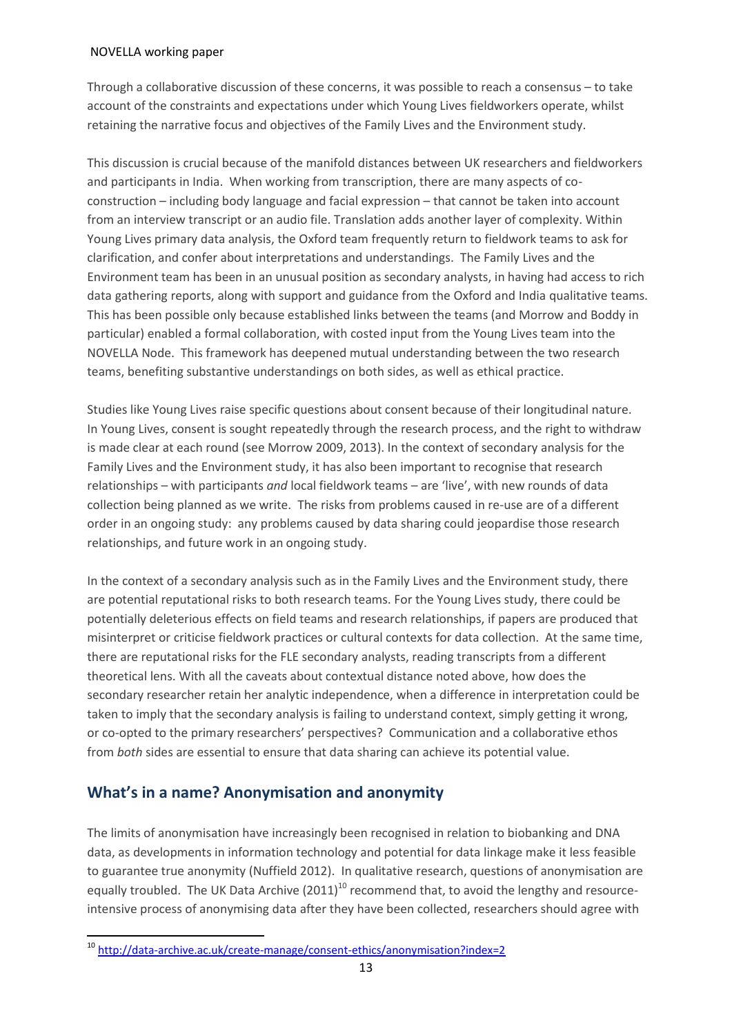Through a collaborative discussion of these concerns, it was possible to reach a consensus – to take account of the constraints and expectations under which Young Lives fieldworkers operate, whilst retaining the narrative focus and objectives of the Family Lives and the Environment study.

This discussion is crucial because of the manifold distances between UK researchers and fieldworkers and participants in India. When working from transcription, there are many aspects of co-construction – including body language and facial expression – that cannot be taken into account from an interview transcript or an audio file. Translation adds another layer of complexity. Within Young Lives primary data analysis, the Oxford team frequently return to fieldwork teams to ask for clarification, and confer about interpretations and understandings. The Family Lives and the Environment team has been in an unusual position as secondary analysts, in having had access to rich data gathering reports, along with support and guidance from the Oxford and India qualitative teams. This has been possible only because established links between the teams (and Morrow and Boddy in particular) enabled a formal collaboration, with costed input from the Young Lives team into the NOVELLA Node. This framework has deepened mutual understanding between the two research teams, benefiting substantive understandings on both sides, as well as ethical practice.

Studies like Young Lives raise specific questions about consent because of their longitudinal nature. In Young Lives, consent is sought repeatedly through the research process, and the right to withdraw is made clear at each round (see Morrow 2009, 2013). In the context of secondary analysis for the Family Lives and the Environment study, it has also been important to recognise that research relationships – with participants *and* local fieldwork teams – are 'live', with new rounds of data collection being planned as we write. The risks from problems caused in re-use are of a different order in an ongoing study: any problems caused by data sharing could jeopardise those research relationships, and future work in an ongoing study.

In the context of a secondary analysis such as in the Family Lives and the Environment study, there are potential reputational risks to both research teams. For the Young Lives study, there could be potentially deleterious effects on field teams and research relationships, if papers are produced that misinterpret or criticise fieldwork practices or cultural contexts for data collection. At the same time, there are reputational risks for the FLE secondary analysts, reading transcripts from a different theoretical lens. With all the caveats about contextual distance noted above, how does the secondary researcher retain her analytic independence, when a difference in interpretation could be taken to imply that the secondary analysis is failing to understand context, simply getting it wrong, or co-opted to the primary researchers' perspectives? Communication and a collaborative ethos from *both* sides are essential to ensure that data sharing can achieve its potential value.

## What's in a name? Anonymisation and anonymity

The limits of anonymisation have increasingly been recognised in relation to biobanking and DNA data, as developments in information technology and potential for data linkage make it less feasible to guarantee true anonymity (Nuffield 2012). In qualitative research, questions of anonymisation are equally troubled. The UK Data Archive (2011)[10] recommend that, to avoid the lengthy and resource-intensive process of anonymising data after they have been collected, researchers should agree with

[10] http://data-archive.ac.uk/create-manage/consent-ethics/anonymisation?index=2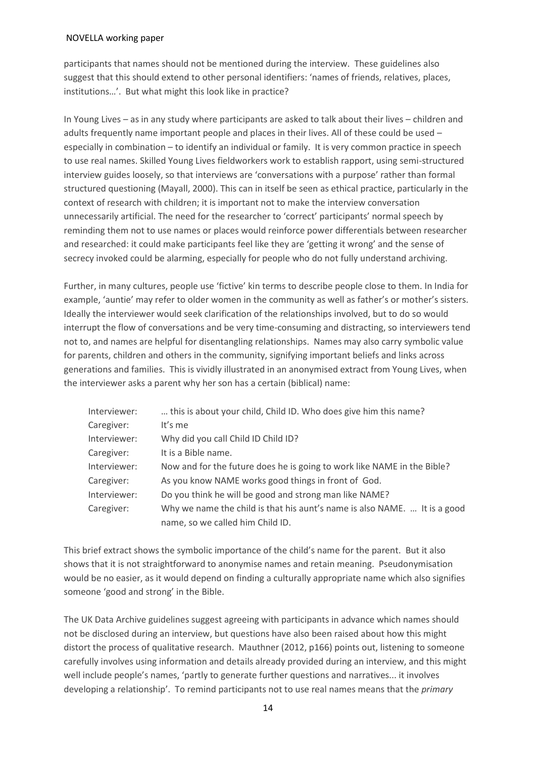participants that names should not be mentioned during the interview. These guidelines also suggest that this should extend to other personal identifiers: 'names of friends, relatives, places, institutions…'. But what might this look like in practice?

In Young Lives – as in any study where participants are asked to talk about their lives – children and adults frequently name important people and places in their lives. All of these could be used – especially in combination – to identify an individual or family. It is very common practice in speech to use real names. Skilled Young Lives fieldworkers work to establish rapport, using semi-structured interview guides loosely, so that interviews are 'conversations with a purpose' rather than formal structured questioning (Mayall, 2000). This can in itself be seen as ethical practice, particularly in the context of research with children; it is important not to make the interview conversation unnecessarily artificial. The need for the researcher to 'correct' participants' normal speech by reminding them not to use names or places would reinforce power differentials between researcher and researched: it could make participants feel like they are 'getting it wrong' and the sense of secrecy invoked could be alarming, especially for people who do not fully understand archiving.

Further, in many cultures, people use 'fictive' kin terms to describe people close to them. In India for example, 'auntie' may refer to older women in the community as well as father's or mother's sisters. Ideally the interviewer would seek clarification of the relationships involved, but to do so would interrupt the flow of conversations and be very time-consuming and distracting, so interviewers tend not to, and names are helpful for disentangling relationships. Names may also carry symbolic value for parents, children and others in the community, signifying important beliefs and links across generations and families. This is vividly illustrated in an anonymised extract from Young Lives, when the interviewer asks a parent why her son has a certain (biblical) name:

| | |
|---|---|
| Interviewer: | … this is about your child, Child ID. Who does give him this name? |
| Caregiver: | It's me |
| Interviewer: | Why did you call Child ID Child ID? |
| Caregiver: | It is a Bible name. |
| Interviewer: | Now and for the future does he is going to work like NAME in the Bible? |
| Caregiver: | As you know NAME works good things in front of God. |
| Interviewer: | Do you think he will be good and strong man like NAME? |
| Caregiver: | Why we name the child is that his aunt's name is also NAME. … It is a good name, so we called him Child ID. |

This brief extract shows the symbolic importance of the child's name for the parent. But it also shows that it is not straightforward to anonymise names and retain meaning. Pseudonymisation would be no easier, as it would depend on finding a culturally appropriate name which also signifies someone 'good and strong' in the Bible.

The UK Data Archive guidelines suggest agreeing with participants in advance which names should not be disclosed during an interview, but questions have also been raised about how this might distort the process of qualitative research. Mauthner (2012, p166) points out, listening to someone carefully involves using information and details already provided during an interview, and this might well include people's names, 'partly to generate further questions and narratives... it involves developing a relationship'. To remind participants not to use real names means that the *primary*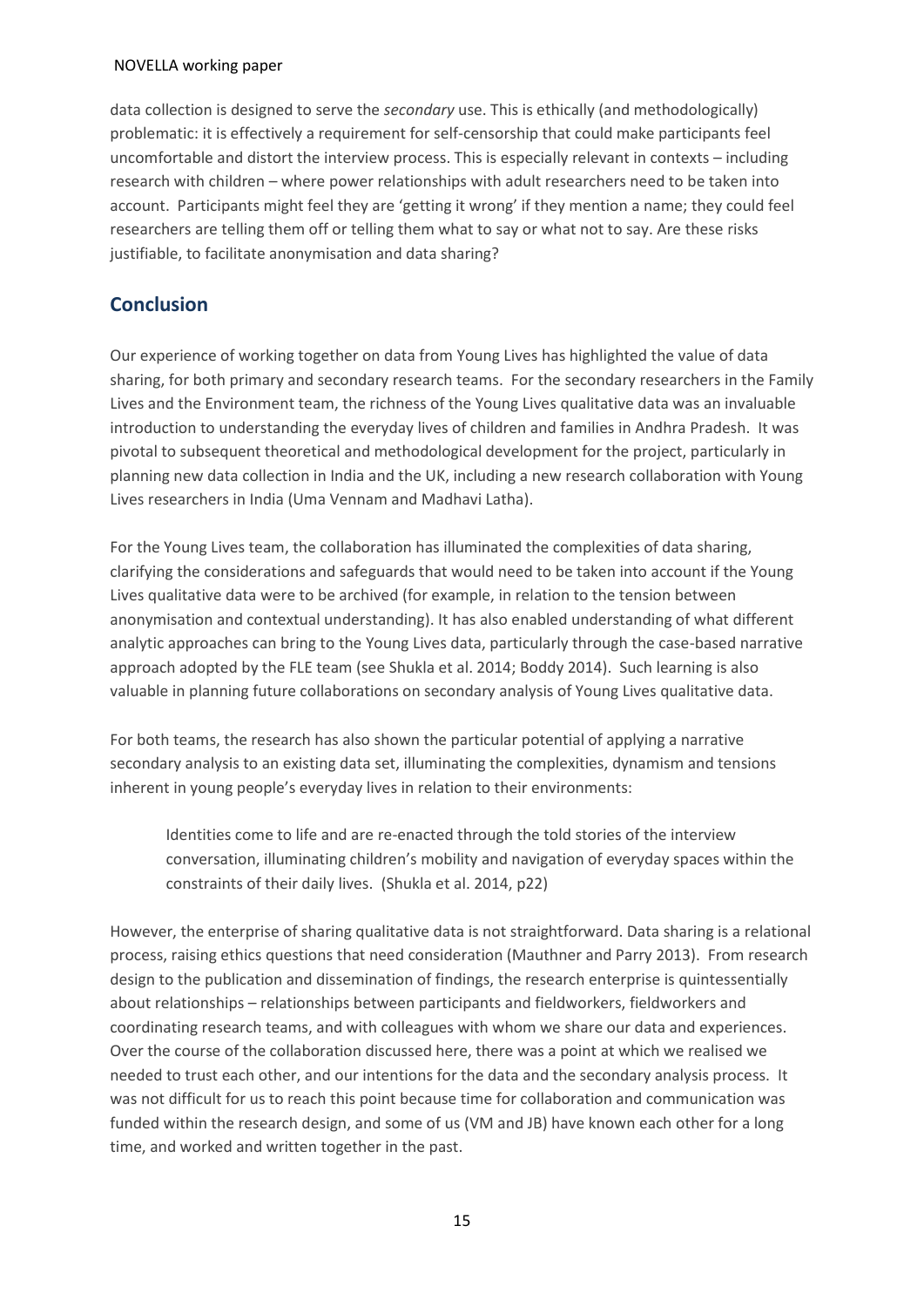data collection is designed to serve the *secondary* use. This is ethically (and methodologically) problematic: it is effectively a requirement for self-censorship that could make participants feel uncomfortable and distort the interview process. This is especially relevant in contexts – including research with children – where power relationships with adult researchers need to be taken into account. Participants might feel they are 'getting it wrong' if they mention a name; they could feel researchers are telling them off or telling them what to say or what not to say. Are these risks justifiable, to facilitate anonymisation and data sharing?

## Conclusion

Our experience of working together on data from Young Lives has highlighted the value of data sharing, for both primary and secondary research teams. For the secondary researchers in the Family Lives and the Environment team, the richness of the Young Lives qualitative data was an invaluable introduction to understanding the everyday lives of children and families in Andhra Pradesh. It was pivotal to subsequent theoretical and methodological development for the project, particularly in planning new data collection in India and the UK, including a new research collaboration with Young Lives researchers in India (Uma Vennam and Madhavi Latha).

For the Young Lives team, the collaboration has illuminated the complexities of data sharing, clarifying the considerations and safeguards that would need to be taken into account if the Young Lives qualitative data were to be archived (for example, in relation to the tension between anonymisation and contextual understanding). It has also enabled understanding of what different analytic approaches can bring to the Young Lives data, particularly through the case-based narrative approach adopted by the FLE team (see Shukla et al. 2014; Boddy 2014). Such learning is also valuable in planning future collaborations on secondary analysis of Young Lives qualitative data.

For both teams, the research has also shown the particular potential of applying a narrative secondary analysis to an existing data set, illuminating the complexities, dynamism and tensions inherent in young people's everyday lives in relation to their environments:

> Identities come to life and are re-enacted through the told stories of the interview conversation, illuminating children's mobility and navigation of everyday spaces within the constraints of their daily lives. (Shukla et al. 2014, p22)

However, the enterprise of sharing qualitative data is not straightforward. Data sharing is a relational process, raising ethics questions that need consideration (Mauthner and Parry 2013). From research design to the publication and dissemination of findings, the research enterprise is quintessentially about relationships – relationships between participants and fieldworkers, fieldworkers and coordinating research teams, and with colleagues with whom we share our data and experiences. Over the course of the collaboration discussed here, there was a point at which we realised we needed to trust each other, and our intentions for the data and the secondary analysis process. It was not difficult for us to reach this point because time for collaboration and communication was funded within the research design, and some of us (VM and JB) have known each other for a long time, and worked and written together in the past.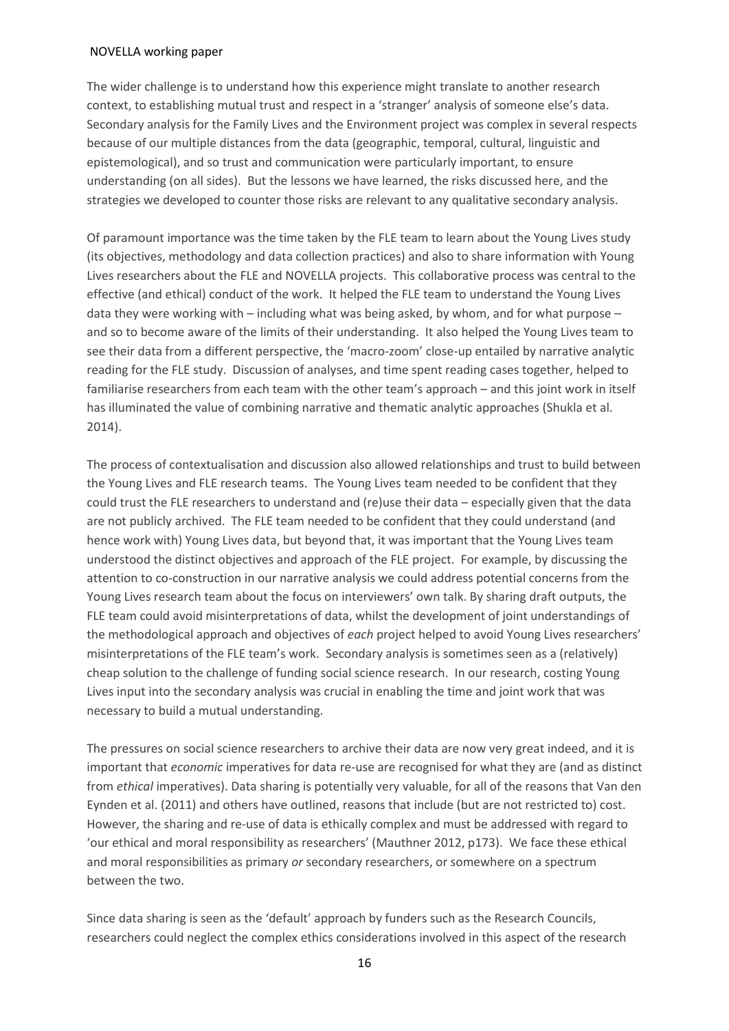The wider challenge is to understand how this experience might translate to another research context, to establishing mutual trust and respect in a 'stranger' analysis of someone else's data. Secondary analysis for the Family Lives and the Environment project was complex in several respects because of our multiple distances from the data (geographic, temporal, cultural, linguistic and epistemological), and so trust and communication were particularly important, to ensure understanding (on all sides). But the lessons we have learned, the risks discussed here, and the strategies we developed to counter those risks are relevant to any qualitative secondary analysis.

Of paramount importance was the time taken by the FLE team to learn about the Young Lives study (its objectives, methodology and data collection practices) and also to share information with Young Lives researchers about the FLE and NOVELLA projects. This collaborative process was central to the effective (and ethical) conduct of the work. It helped the FLE team to understand the Young Lives data they were working with – including what was being asked, by whom, and for what purpose – and so to become aware of the limits of their understanding. It also helped the Young Lives team to see their data from a different perspective, the 'macro-zoom' close-up entailed by narrative analytic reading for the FLE study. Discussion of analyses, and time spent reading cases together, helped to familiarise researchers from each team with the other team's approach – and this joint work in itself has illuminated the value of combining narrative and thematic analytic approaches (Shukla et al. 2014).

The process of contextualisation and discussion also allowed relationships and trust to build between the Young Lives and FLE research teams. The Young Lives team needed to be confident that they could trust the FLE researchers to understand and (re)use their data – especially given that the data are not publicly archived. The FLE team needed to be confident that they could understand (and hence work with) Young Lives data, but beyond that, it was important that the Young Lives team understood the distinct objectives and approach of the FLE project. For example, by discussing the attention to co-construction in our narrative analysis we could address potential concerns from the Young Lives research team about the focus on interviewers' own talk. By sharing draft outputs, the FLE team could avoid misinterpretations of data, whilst the development of joint understandings of the methodological approach and objectives of *each* project helped to avoid Young Lives researchers' misinterpretations of the FLE team's work. Secondary analysis is sometimes seen as a (relatively) cheap solution to the challenge of funding social science research. In our research, costing Young Lives input into the secondary analysis was crucial in enabling the time and joint work that was necessary to build a mutual understanding.

The pressures on social science researchers to archive their data are now very great indeed, and it is important that *economic* imperatives for data re-use are recognised for what they are (and as distinct from *ethical* imperatives). Data sharing is potentially very valuable, for all of the reasons that Van den Eynden et al. (2011) and others have outlined, reasons that include (but are not restricted to) cost. However, the sharing and re-use of data is ethically complex and must be addressed with regard to 'our ethical and moral responsibility as researchers' (Mauthner 2012, p173). We face these ethical and moral responsibilities as primary *or* secondary researchers, or somewhere on a spectrum between the two.

Since data sharing is seen as the 'default' approach by funders such as the Research Councils, researchers could neglect the complex ethics considerations involved in this aspect of the research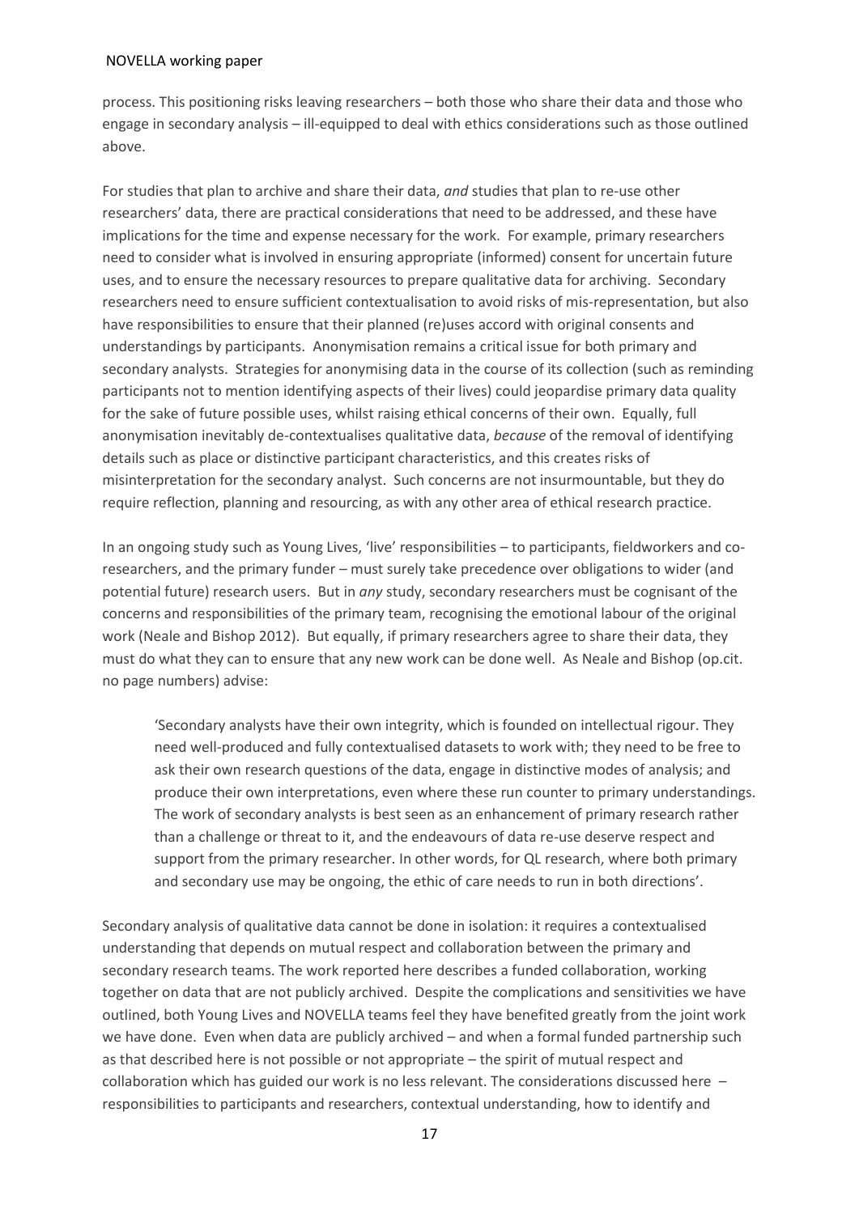process. This positioning risks leaving researchers – both those who share their data and those who engage in secondary analysis – ill-equipped to deal with ethics considerations such as those outlined above.

For studies that plan to archive and share their data, *and* studies that plan to re-use other researchers' data, there are practical considerations that need to be addressed, and these have implications for the time and expense necessary for the work. For example, primary researchers need to consider what is involved in ensuring appropriate (informed) consent for uncertain future uses, and to ensure the necessary resources to prepare qualitative data for archiving. Secondary researchers need to ensure sufficient contextualisation to avoid risks of mis-representation, but also have responsibilities to ensure that their planned (re)uses accord with original consents and understandings by participants. Anonymisation remains a critical issue for both primary and secondary analysts. Strategies for anonymising data in the course of its collection (such as reminding participants not to mention identifying aspects of their lives) could jeopardise primary data quality for the sake of future possible uses, whilst raising ethical concerns of their own. Equally, full anonymisation inevitably de-contextualises qualitative data, *because* of the removal of identifying details such as place or distinctive participant characteristics, and this creates risks of misinterpretation for the secondary analyst. Such concerns are not insurmountable, but they do require reflection, planning and resourcing, as with any other area of ethical research practice.

In an ongoing study such as Young Lives, 'live' responsibilities – to participants, fieldworkers and co-researchers, and the primary funder – must surely take precedence over obligations to wider (and potential future) research users. But in *any* study, secondary researchers must be cognisant of the concerns and responsibilities of the primary team, recognising the emotional labour of the original work (Neale and Bishop 2012). But equally, if primary researchers agree to share their data, they must do what they can to ensure that any new work can be done well. As Neale and Bishop (op.cit. no page numbers) advise:

> 'Secondary analysts have their own integrity, which is founded on intellectual rigour. They need well-produced and fully contextualised datasets to work with; they need to be free to ask their own research questions of the data, engage in distinctive modes of analysis; and produce their own interpretations, even where these run counter to primary understandings. The work of secondary analysts is best seen as an enhancement of primary research rather than a challenge or threat to it, and the endeavours of data re-use deserve respect and support from the primary researcher. In other words, for QL research, where both primary and secondary use may be ongoing, the ethic of care needs to run in both directions'.

Secondary analysis of qualitative data cannot be done in isolation: it requires a contextualised understanding that depends on mutual respect and collaboration between the primary and secondary research teams. The work reported here describes a funded collaboration, working together on data that are not publicly archived. Despite the complications and sensitivities we have outlined, both Young Lives and NOVELLA teams feel they have benefited greatly from the joint work we have done. Even when data are publicly archived – and when a formal funded partnership such as that described here is not possible or not appropriate – the spirit of mutual respect and collaboration which has guided our work is no less relevant. The considerations discussed here – responsibilities to participants and researchers, contextual understanding, how to identify and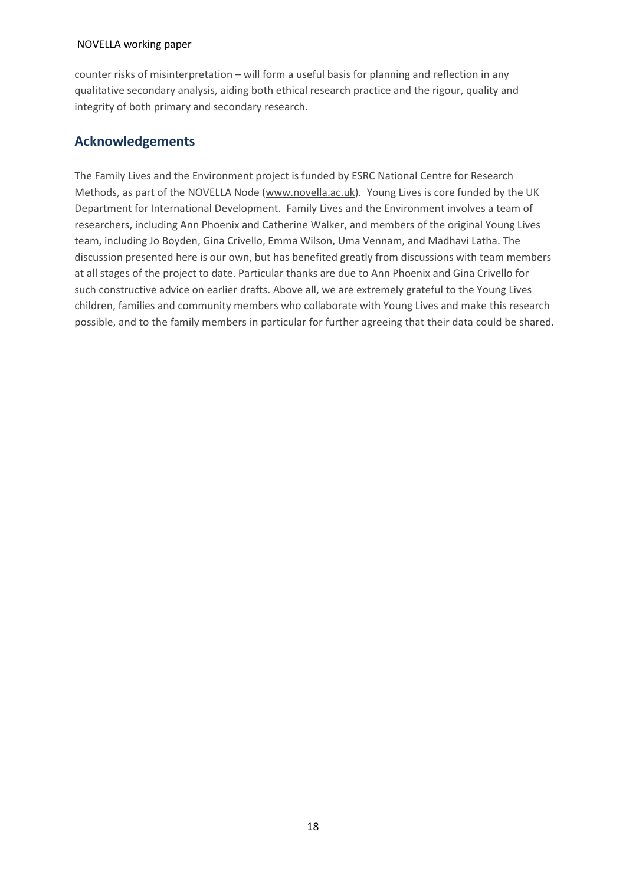counter risks of misinterpretation – will form a useful basis for planning and reflection in any qualitative secondary analysis, aiding both ethical research practice and the rigour, quality and integrity of both primary and secondary research.

## Acknowledgements

The Family Lives and the Environment project is funded by ESRC National Centre for Research Methods, as part of the NOVELLA Node (www.novella.ac.uk). Young Lives is core funded by the UK Department for International Development. Family Lives and the Environment involves a team of researchers, including Ann Phoenix and Catherine Walker, and members of the original Young Lives team, including Jo Boyden, Gina Crivello, Emma Wilson, Uma Vennam, and Madhavi Latha. The discussion presented here is our own, but has benefited greatly from discussions with team members at all stages of the project to date. Particular thanks are due to Ann Phoenix and Gina Crivello for such constructive advice on earlier drafts. Above all, we are extremely grateful to the Young Lives children, families and community members who collaborate with Young Lives and make this research possible, and to the family members in particular for further agreeing that their data could be shared.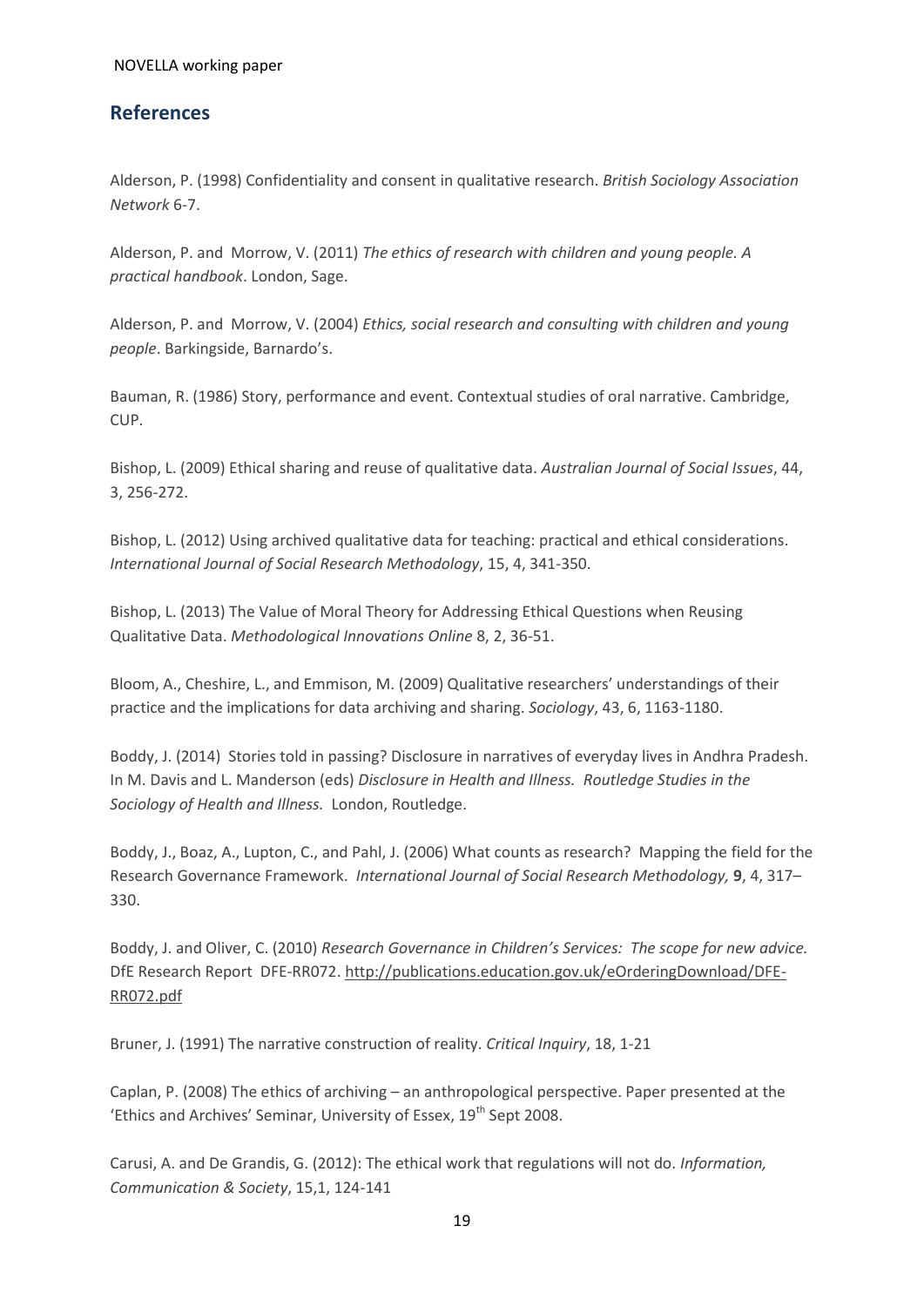## References

Alderson, P. (1998) Confidentiality and consent in qualitative research. *British Sociology Association Network* 6-7.

Alderson, P. and Morrow, V. (2011) *The ethics of research with children and young people. A practical handbook*. London, Sage.

Alderson, P. and Morrow, V. (2004) *Ethics, social research and consulting with children and young people*. Barkingside, Barnardo's.

Bauman, R. (1986) Story, performance and event. Contextual studies of oral narrative. Cambridge, CUP.

Bishop, L. (2009) Ethical sharing and reuse of qualitative data. *Australian Journal of Social Issues*, 44, 3, 256-272.

Bishop, L. (2012) Using archived qualitative data for teaching: practical and ethical considerations. *International Journal of Social Research Methodology*, 15, 4, 341-350.

Bishop, L. (2013) The Value of Moral Theory for Addressing Ethical Questions when Reusing Qualitative Data. *Methodological Innovations Online* 8, 2, 36-51.

Bloom, A., Cheshire, L., and Emmison, M. (2009) Qualitative researchers' understandings of their practice and the implications for data archiving and sharing. *Sociology*, 43, 6, 1163-1180.

Boddy, J. (2014) Stories told in passing? Disclosure in narratives of everyday lives in Andhra Pradesh. In M. Davis and L. Manderson (eds) *Disclosure in Health and Illness. Routledge Studies in the Sociology of Health and Illness.* London, Routledge.

Boddy, J., Boaz, A., Lupton, C., and Pahl, J. (2006) What counts as research? Mapping the field for the Research Governance Framework. *International Journal of Social Research Methodology,* **9**, 4, 317–330.

Boddy, J. and Oliver, C. (2010) *Research Governance in Children's Services: The scope for new advice.* DfE Research Report DFE-RR072. http://publications.education.gov.uk/eOrderingDownload/DFE-RR072.pdf

Bruner, J. (1991) The narrative construction of reality. *Critical Inquiry*, 18, 1-21

Caplan, P. (2008) The ethics of archiving – an anthropological perspective. Paper presented at the 'Ethics and Archives' Seminar, University of Essex, 19th Sept 2008.

Carusi, A. and De Grandis, G. (2012): The ethical work that regulations will not do. *Information, Communication & Society*, 15,1, 124-141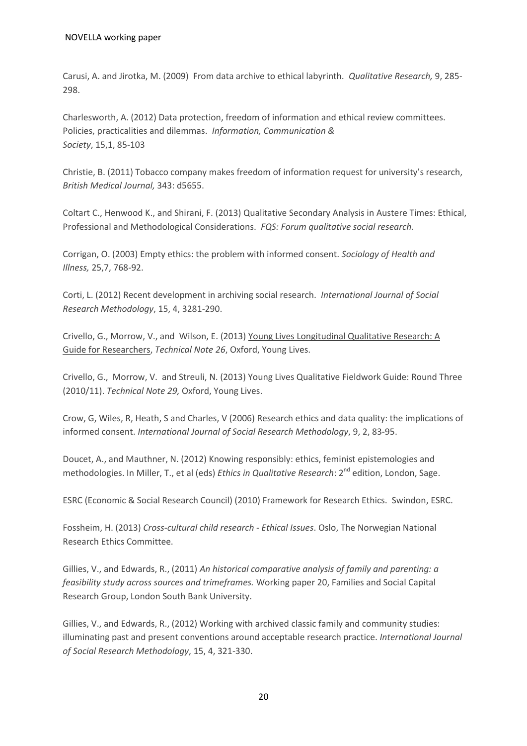Carusi, A. and Jirotka, M. (2009) From data archive to ethical labyrinth. *Qualitative Research,* 9, 285-298.

Charlesworth, A. (2012) Data protection, freedom of information and ethical review committees. Policies, practicalities and dilemmas. *Information, Communication & Society*, 15,1, 85-103

Christie, B. (2011) Tobacco company makes freedom of information request for university's research, *British Medical Journal,* 343: d5655.

Coltart C., Henwood K., and Shirani, F. (2013) Qualitative Secondary Analysis in Austere Times: Ethical, Professional and Methodological Considerations. *FQS: Forum qualitative social research.*

Corrigan, O. (2003) Empty ethics: the problem with informed consent. *Sociology of Health and Illness,* 25,7, 768-92.

Corti, L. (2012) Recent development in archiving social research. *International Journal of Social Research Methodology*, 15, 4, 3281-290.

Crivello, G., Morrow, V., and Wilson, E. (2013) Young Lives Longitudinal Qualitative Research: A Guide for Researchers, *Technical Note 26*, Oxford, Young Lives.

Crivello, G., Morrow, V. and Streuli, N. (2013) Young Lives Qualitative Fieldwork Guide: Round Three (2010/11). *Technical Note 29,* Oxford, Young Lives.

Crow, G, Wiles, R, Heath, S and Charles, V (2006) Research ethics and data quality: the implications of informed consent. *International Journal of Social Research Methodology*, 9, 2, 83-95.

Doucet, A., and Mauthner, N. (2012) Knowing responsibly: ethics, feminist epistemologies and methodologies. In Miller, T., et al (eds) *Ethics in Qualitative Research*: 2nd edition, London, Sage.

ESRC (Economic & Social Research Council) (2010) Framework for Research Ethics. Swindon, ESRC.

Fossheim, H. (2013) *Cross-cultural child research - Ethical Issues*. Oslo, The Norwegian National Research Ethics Committee.

Gillies, V., and Edwards, R., (2011) *An historical comparative analysis of family and parenting: a feasibility study across sources and trimeframes.* Working paper 20, Families and Social Capital Research Group, London South Bank University.

Gillies, V., and Edwards, R., (2012) Working with archived classic family and community studies: illuminating past and present conventions around acceptable research practice. *International Journal of Social Research Methodology*, 15, 4, 321-330.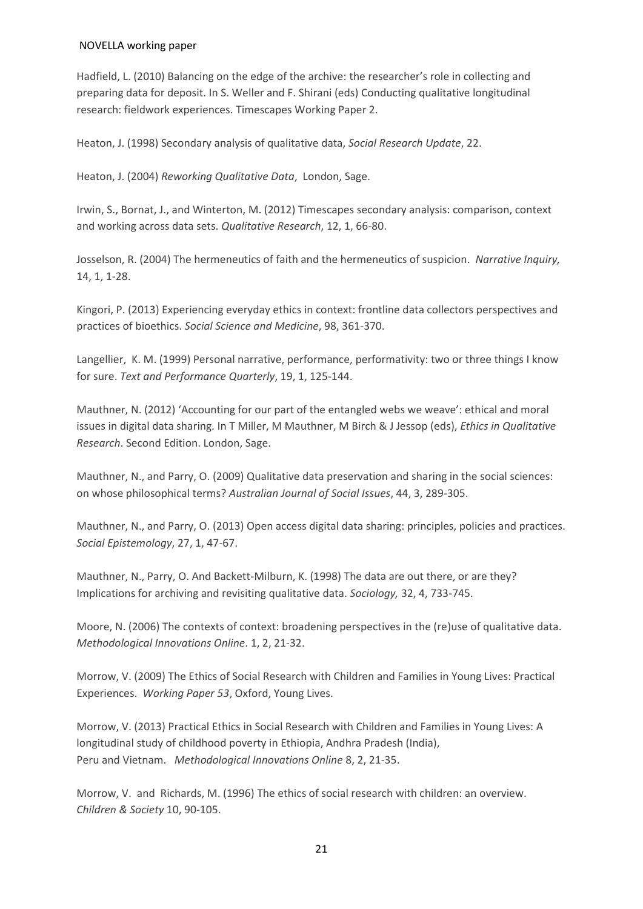Hadfield, L. (2010) Balancing on the edge of the archive: the researcher's role in collecting and preparing data for deposit. In S. Weller and F. Shirani (eds) Conducting qualitative longitudinal research: fieldwork experiences. Timescapes Working Paper 2.

Heaton, J. (1998) Secondary analysis of qualitative data, *Social Research Update*, 22.

Heaton, J. (2004) *Reworking Qualitative Data*, London, Sage.

Irwin, S., Bornat, J., and Winterton, M. (2012) Timescapes secondary analysis: comparison, context and working across data sets. *Qualitative Research*, 12, 1, 66-80.

Josselson, R. (2004) The hermeneutics of faith and the hermeneutics of suspicion. *Narrative Inquiry,* 14, 1, 1-28.

Kingori, P. (2013) Experiencing everyday ethics in context: frontline data collectors perspectives and practices of bioethics. *Social Science and Medicine*, 98, 361-370.

Langellier, K. M. (1999) Personal narrative, performance, performativity: two or three things I know for sure. *Text and Performance Quarterly*, 19, 1, 125-144.

Mauthner, N. (2012) 'Accounting for our part of the entangled webs we weave': ethical and moral issues in digital data sharing. In T Miller, M Mauthner, M Birch & J Jessop (eds), *Ethics in Qualitative Research*. Second Edition. London, Sage.

Mauthner, N., and Parry, O. (2009) Qualitative data preservation and sharing in the social sciences: on whose philosophical terms? *Australian Journal of Social Issues*, 44, 3, 289-305.

Mauthner, N., and Parry, O. (2013) Open access digital data sharing: principles, policies and practices. *Social Epistemology*, 27, 1, 47-67.

Mauthner, N., Parry, O. And Backett-Milburn, K. (1998) The data are out there, or are they? Implications for archiving and revisiting qualitative data. *Sociology,* 32, 4, 733-745.

Moore, N. (2006) The contexts of context: broadening perspectives in the (re)use of qualitative data. *Methodological Innovations Online*. 1, 2, 21-32.

Morrow, V. (2009) The Ethics of Social Research with Children and Families in Young Lives: Practical Experiences. *Working Paper 53*, Oxford, Young Lives.

Morrow, V. (2013) Practical Ethics in Social Research with Children and Families in Young Lives: A longitudinal study of childhood poverty in Ethiopia, Andhra Pradesh (India), Peru and Vietnam. *Methodological Innovations Online* 8, 2, 21-35.

Morrow, V. and Richards, M. (1996) The ethics of social research with children: an overview. *Children & Society* 10, 90-105.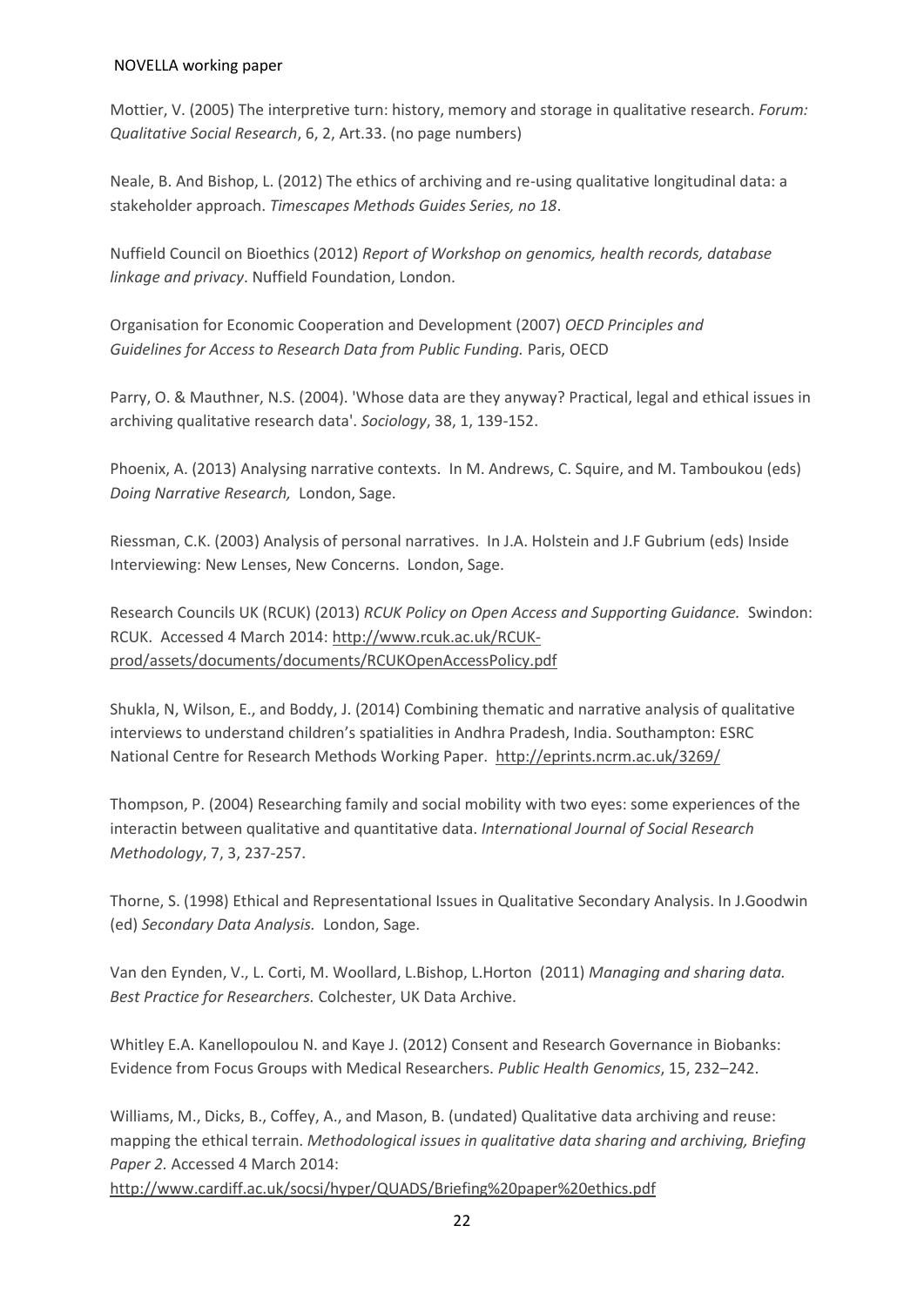Mottier, V. (2005) The interpretive turn: history, memory and storage in qualitative research. *Forum: Qualitative Social Research*, 6, 2, Art.33. (no page numbers)

Neale, B. And Bishop, L. (2012) The ethics of archiving and re-using qualitative longitudinal data: a stakeholder approach. *Timescapes Methods Guides Series, no 18*.

Nuffield Council on Bioethics (2012) *Report of Workshop on genomics, health records, database linkage and privacy*. Nuffield Foundation, London.

Organisation for Economic Cooperation and Development (2007) *OECD Principles and Guidelines for Access to Research Data from Public Funding.* Paris, OECD

Parry, O. & Mauthner, N.S. (2004). 'Whose data are they anyway? Practical, legal and ethical issues in archiving qualitative research data'. *Sociology*, 38, 1, 139-152.

Phoenix, A. (2013) Analysing narrative contexts. In M. Andrews, C. Squire, and M. Tamboukou (eds) *Doing Narrative Research,* London, Sage.

Riessman, C.K. (2003) Analysis of personal narratives. In J.A. Holstein and J.F Gubrium (eds) Inside Interviewing: New Lenses, New Concerns. London, Sage.

Research Councils UK (RCUK) (2013) *RCUK Policy on Open Access and Supporting Guidance.* Swindon: RCUK. Accessed 4 March 2014: http://www.rcuk.ac.uk/RCUK-prod/assets/documents/documents/RCUKOpenAccessPolicy.pdf

Shukla, N, Wilson, E., and Boddy, J. (2014) Combining thematic and narrative analysis of qualitative interviews to understand children's spatialities in Andhra Pradesh, India. Southampton: ESRC National Centre for Research Methods Working Paper. http://eprints.ncrm.ac.uk/3269/

Thompson, P. (2004) Researching family and social mobility with two eyes: some experiences of the interactin between qualitative and quantitative data. *International Journal of Social Research Methodology*, 7, 3, 237-257.

Thorne, S. (1998) Ethical and Representational Issues in Qualitative Secondary Analysis. In J.Goodwin (ed) *Secondary Data Analysis.* London, Sage.

Van den Eynden, V., L. Corti, M. Woollard, L.Bishop, L.Horton (2011) *Managing and sharing data. Best Practice for Researchers.* Colchester, UK Data Archive.

Whitley E.A. Kanellopoulou N. and Kaye J. (2012) Consent and Research Governance in Biobanks: Evidence from Focus Groups with Medical Researchers. *Public Health Genomics*, 15, 232–242.

Williams, M., Dicks, B., Coffey, A., and Mason, B. (undated) Qualitative data archiving and reuse: mapping the ethical terrain. *Methodological issues in qualitative data sharing and archiving, Briefing Paper 2.* Accessed 4 March 2014:
http://www.cardiff.ac.uk/socsi/hyper/QUADS/Briefing%20paper%20ethics.pdf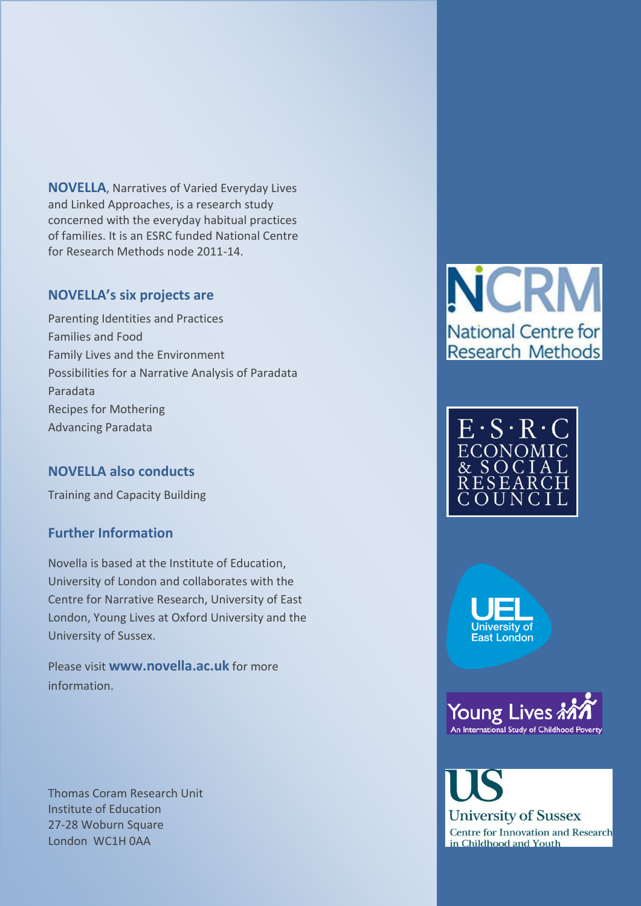**NOVELLA**, Narratives of Varied Everyday Lives and Linked Approaches, is a research study concerned with the everyday habitual practices of families. It is an ESRC funded National Centre for Research Methods node 2011-14.

## NOVELLA's six projects are

Parenting Identities and Practices
Families and Food
Family Lives and the Environment
Possibilities for a Narrative Analysis of Paradata
Paradata
Recipes for Mothering
Advancing Paradata

## NOVELLA also conducts

Training and Capacity Building

## Further Information

Novella is based at the Institute of Education, University of London and collaborates with the Centre for Narrative Research, University of East London, Young Lives at Oxford University and the University of Sussex.

Please visit **www.novella.ac.uk** for more information.

Thomas Coram Research Unit
Institute of Education
27-28 Woburn Square
London WC1H 0AA

NCRM
National Centre for Research Methods

E·S·R·C
ECONOMIC & SOCIAL RESEARCH COUNCIL

UEL
University of East London

Young Lives
An International Study of Childhood Poverty

US
University of Sussex
Centre for Innovation and Research in Childhood and Youth